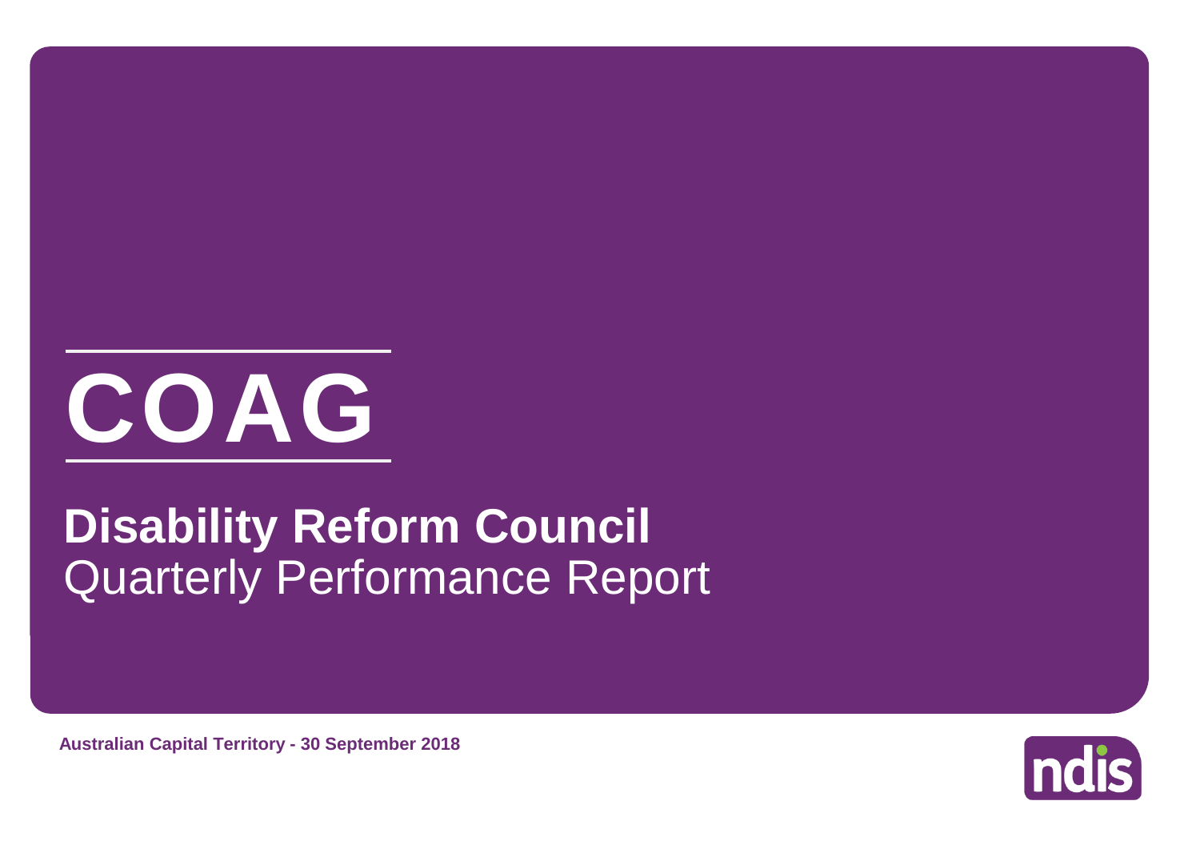# COAG

## Disability Reform Council

Quarterly Performance Report

**Australian Capital Territory - 30 September 2018**

ndis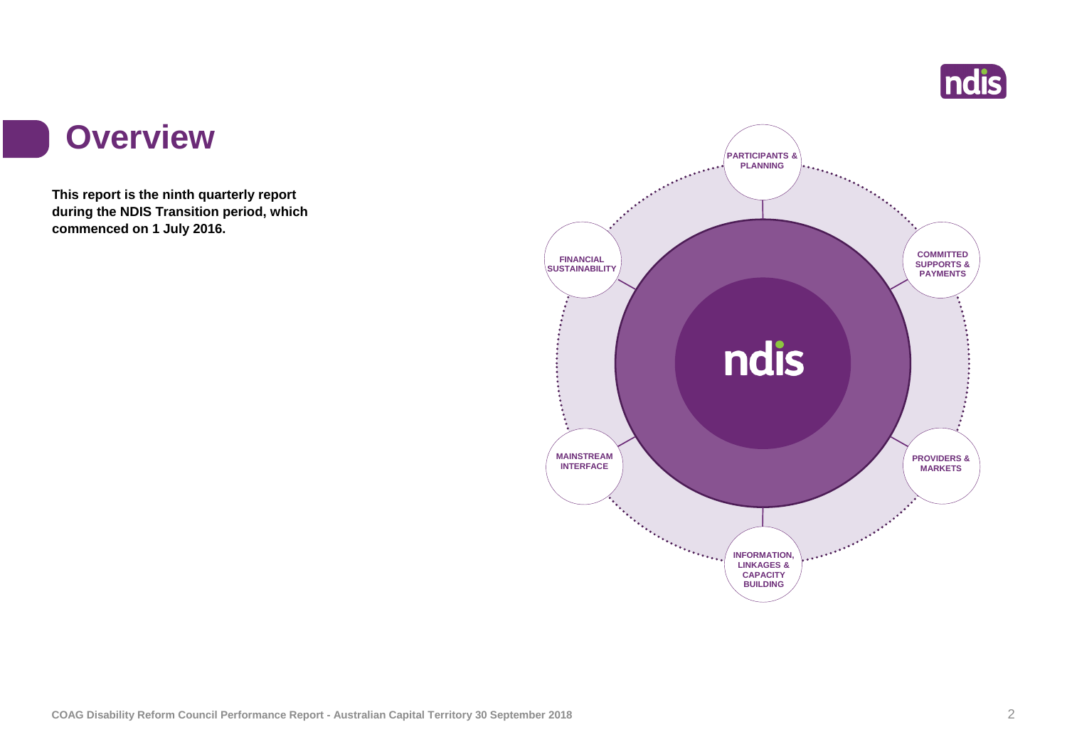# Overview

**This report is the ninth quarterly report during the NDIS Transition period, which commenced on 1 July 2016.**

PARTICIPANTS & PLANNING

COMMITTED SUPPORTS & PAYMENTS

PROVIDERS & MARKETS

INFORMATION, LINKAGES & CAPACITY BUILDING

MAINSTREAM INTERFACE

FINANCIAL SUSTAINABILITY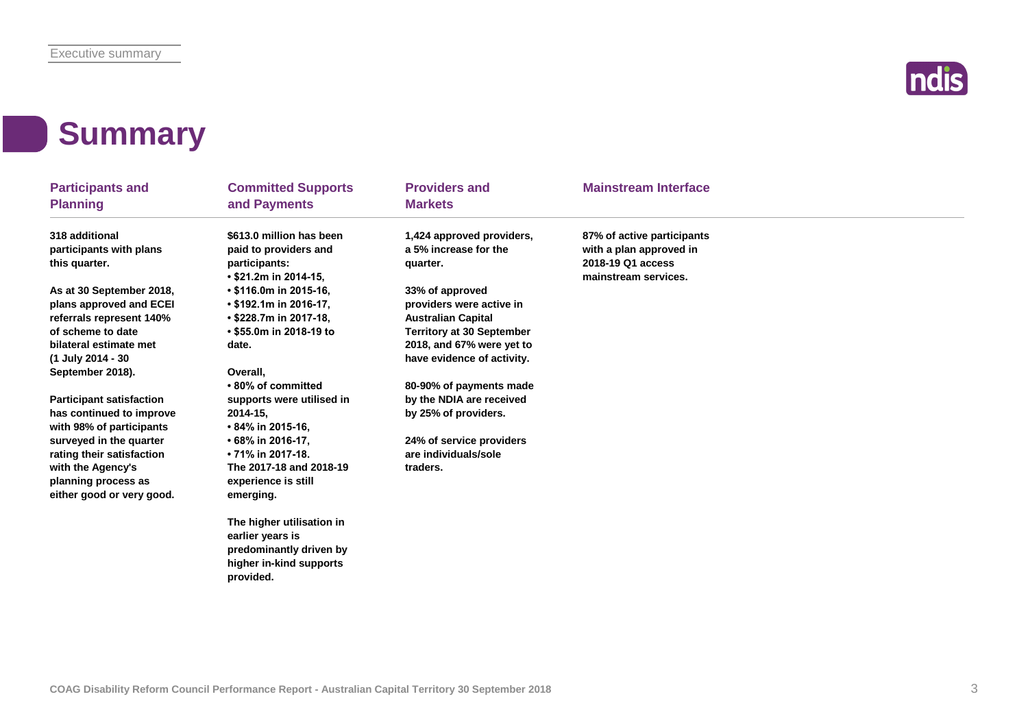# Summary

## Participants and Planning

**318 additional participants with plans this quarter.**

**As at 30 September 2018, plans approved and ECEI referrals represent 140% of scheme to date bilateral estimate met (1 July 2014 - 30 September 2018).**

**Participant satisfaction has continued to improve with 98% of participants surveyed in the quarter rating their satisfaction with the Agency's planning process as either good or very good.**

## Committed Supports and Payments

**$613.0 million has been paid to providers and participants:**

- **$21.2m in 2014-15,**
- **$116.0m in 2015-16,**
- **$192.1m in 2016-17,**
- **$228.7m in 2017-18,**
- **$55.0m in 2018-19 to date.**

**Overall,**

- **80% of committed supports were utilised in 2014-15,**
- **84% in 2015-16,**
- **68% in 2016-17,**
- **71% in 2017-18.**

**The 2017-18 and 2018-19 experience is still emerging.**

**The higher utilisation in earlier years is predominantly driven by higher in-kind supports provided.**

## Providers and Markets

**1,424 approved providers, a 5% increase for the quarter.**

**33% of approved providers were active in Australian Capital Territory at 30 September 2018, and 67% were yet to have evidence of activity.**

**80-90% of payments made by the NDIA are received by 25% of providers.**

**24% of service providers are individuals/sole traders.**

## Mainstream Interface

**87% of active participants with a plan approved in 2018-19 Q1 access mainstream services.**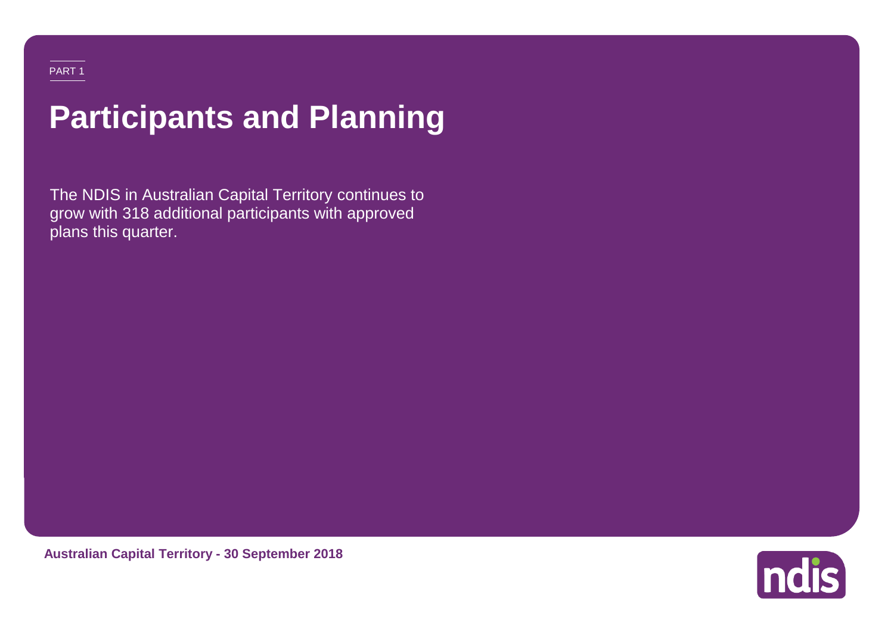PART 1

# Participants and Planning

The NDIS in Australian Capital Territory continues to grow with 318 additional participants with approved plans this quarter.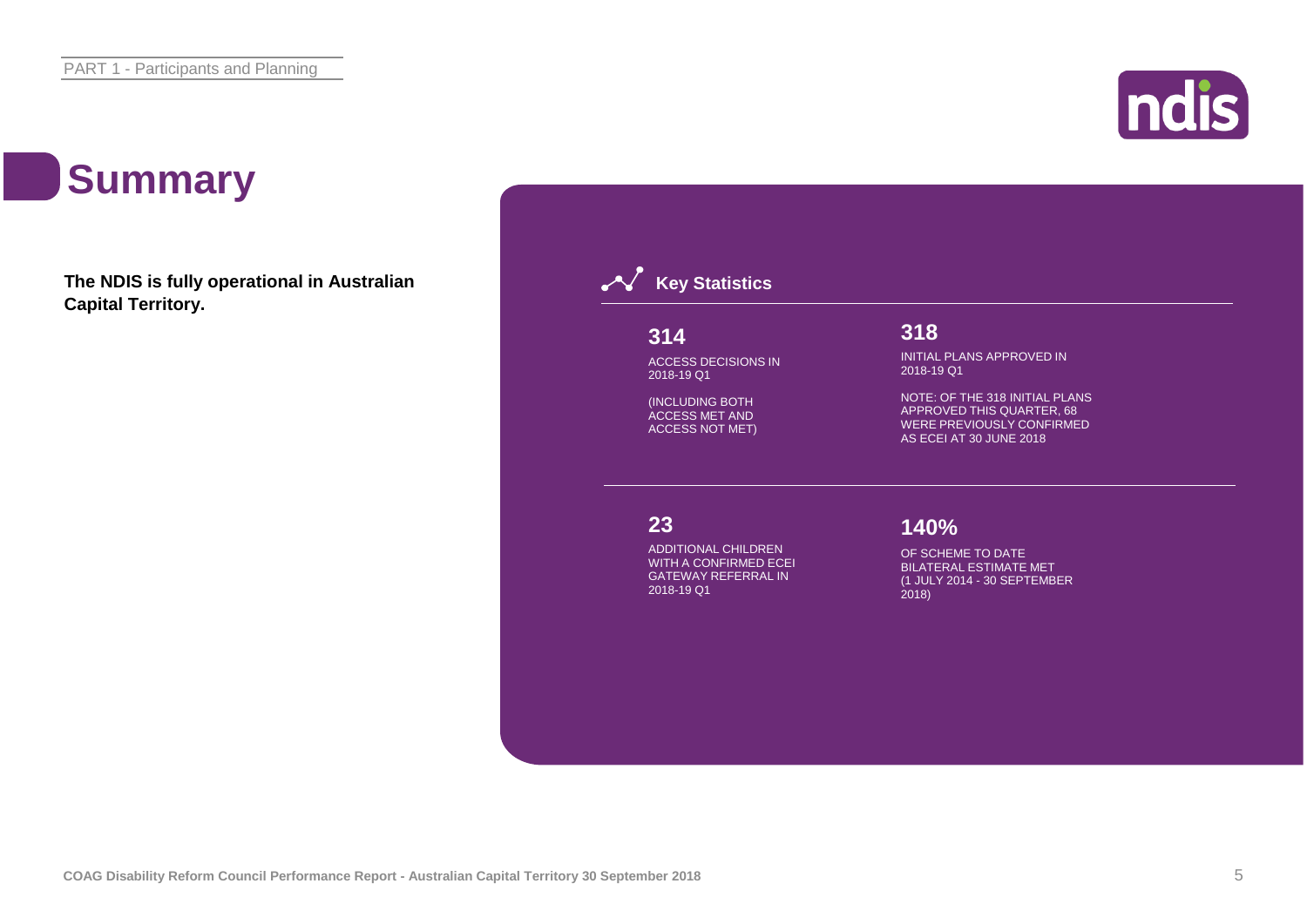# Summary

**The NDIS is fully operational in Australian Capital Territory.**

## Key Statistics

**314**

ACCESS DECISIONS IN 2018-19 Q1

(INCLUDING BOTH ACCESS MET AND ACCESS NOT MET)

**318**

INITIAL PLANS APPROVED IN 2018-19 Q1

NOTE: OF THE 318 INITIAL PLANS APPROVED THIS QUARTER, 68 WERE PREVIOUSLY CONFIRMED AS ECEI AT 30 JUNE 2018

**23**

ADDITIONAL CHILDREN WITH A CONFIRMED ECEI GATEWAY REFERRAL IN 2018-19 Q1

**140%**

OF SCHEME TO DATE BILATERAL ESTIMATE MET (1 JULY 2014 - 30 SEPTEMBER 2018)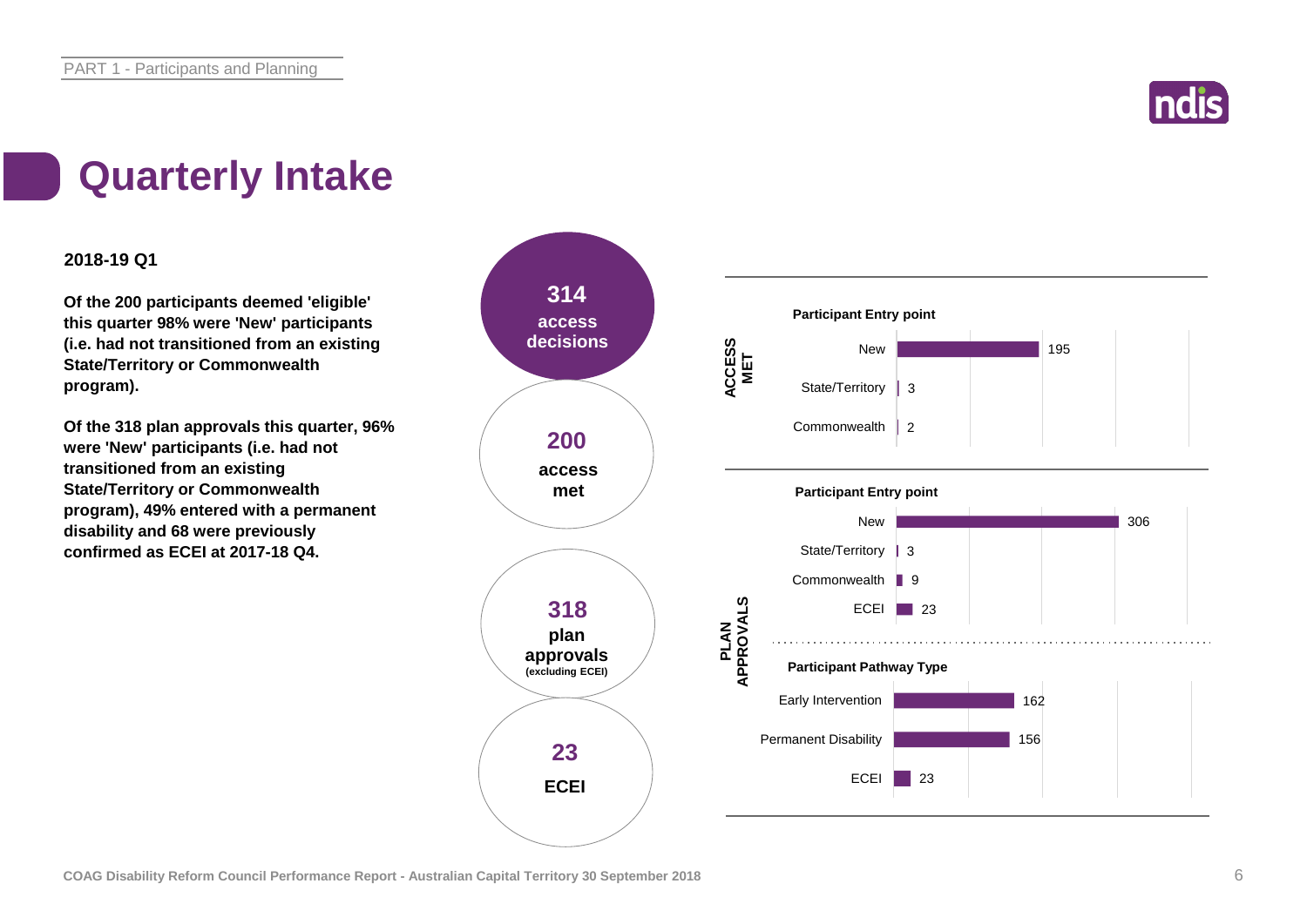# Quarterly Intake

**2018-19 Q1**

**Of the 200 participants deemed 'eligible' this quarter 98% were 'New' participants (i.e. had not transitioned from an existing State/Territory or Commonwealth program).**

**Of the 318 plan approvals this quarter, 96% were 'New' participants (i.e. had not transitioned from an existing State/Territory or Commonwealth program), 49% entered with a permanent disability and 68 were previously confirmed as ECEI at 2017-18 Q4.**

**314** access decisions

**200** access met

**318** plan approvals (excluding ECEI)

**23** ECEI

**ACCESS MET**

| Participant Entry point | |
|---|---|
| New | 195 |
| State/Territory | 3 |
| Commonwealth | 2 |

**PLAN APPROVALS**

| Participant Entry point | |
|---|---|
| New | 306 |
| State/Territory | 3 |
| Commonwealth | 9 |
| ECEI | 23 |

| Participant Pathway Type | |
|---|---|
| Early Intervention | 162 |
| Permanent Disability | 156 |
| ECEI | 23 |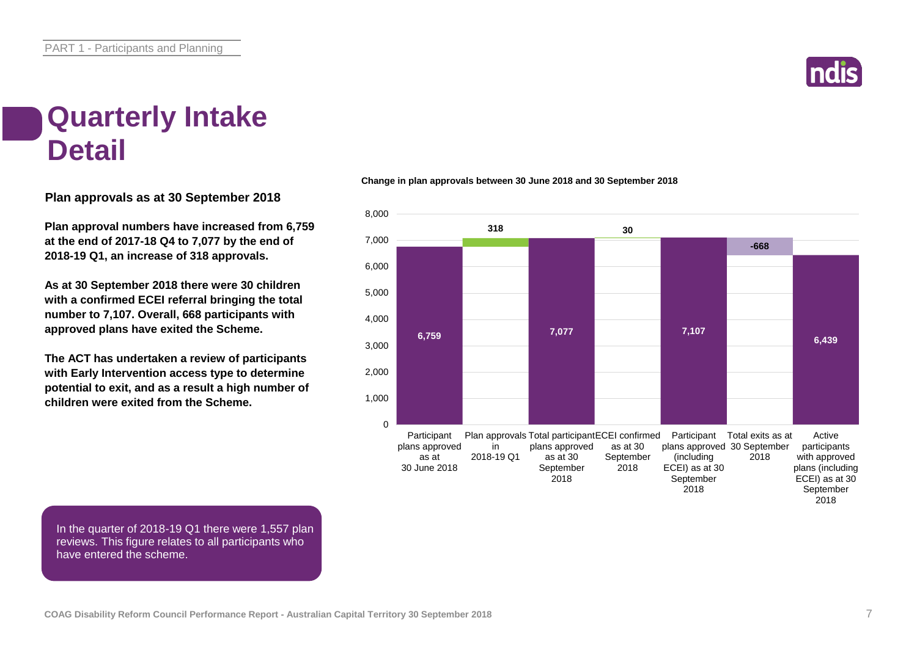# Quarterly Intake Detail

**Plan approvals as at 30 September 2018**

**Plan approval numbers have increased from 6,759 at the end of 2017-18 Q4 to 7,077 by the end of 2018-19 Q1, an increase of 318 approvals.**

**As at 30 September 2018 there were 30 children with a confirmed ECEI referral bringing the total number to 7,107. Overall, 668 participants with approved plans have exited the Scheme.**

**The ACT has undertaken a review of participants with Early Intervention access type to determine potential to exit, and as a result a high number of children were exited from the Scheme.**

In the quarter of 2018-19 Q1 there were 1,557 plan reviews. This figure relates to all participants who have entered the scheme.

**Change in plan approvals between 30 June 2018 and 30 September 2018**

| Category | Value |
|---|---|
| Participant plans approved as at 30 June 2018 | 6,759 |
| Plan approvals in 2018-19 Q1 | 318 |
| Total participant plans approved as at 30 September 2018 | 7,077 |
| ECEI confirmed as at 30 September 2018 | 30 |
| Participant plans approved (including ECEI) as at 30 September 2018 | 7,107 |
| Total exits as at 30 September 2018 | -668 |
| Active participants with approved plans (including ECEI) as at 30 September 2018 | 6,439 |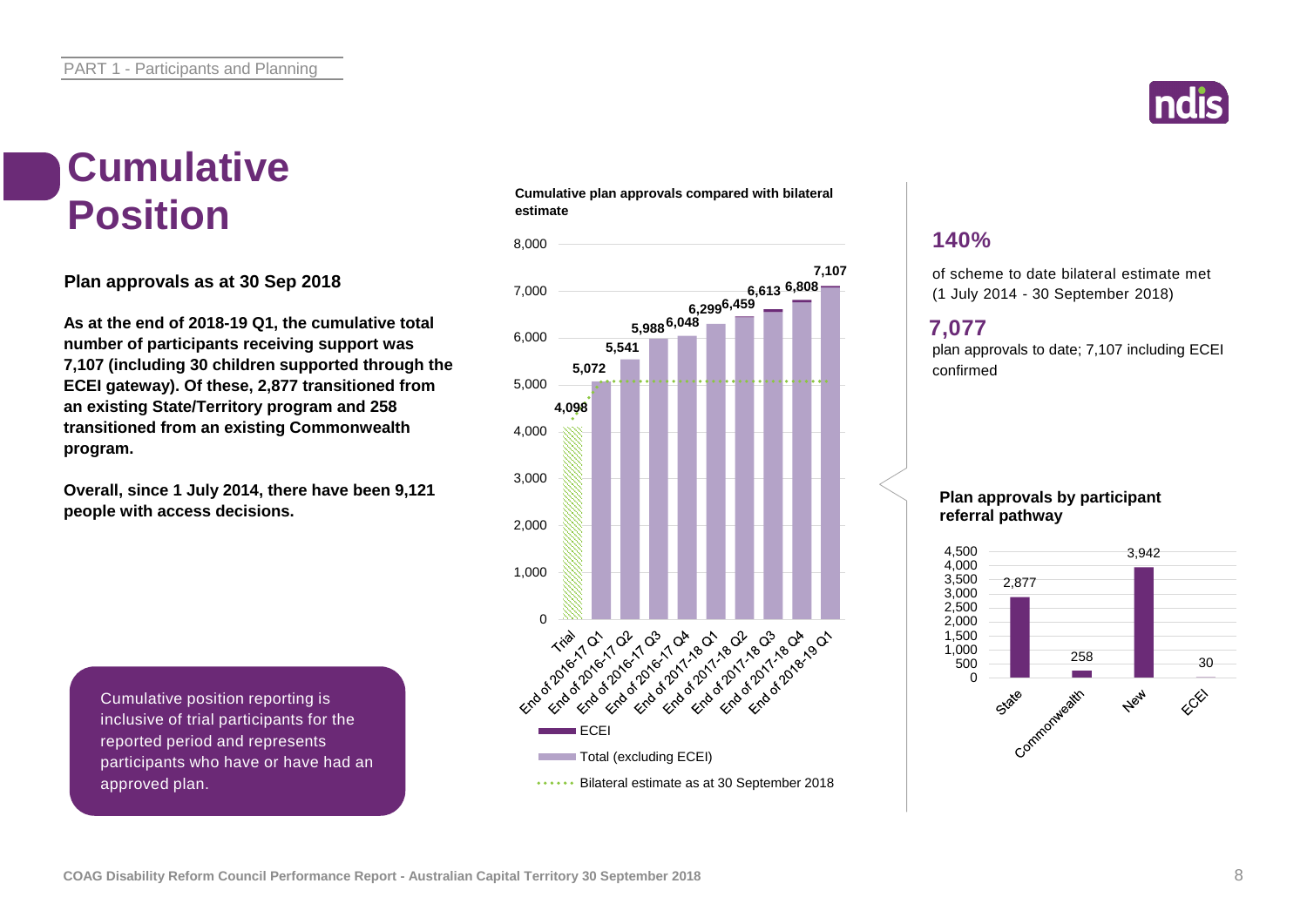# Cumulative Position

**Plan approvals as at 30 Sep 2018**

**As at the end of 2018-19 Q1, the cumulative total number of participants receiving support was 7,107 (including 30 children supported through the ECEI gateway). Of these, 2,877 transitioned from an existing State/Territory program and 258 transitioned from an existing Commonwealth program.**

**Overall, since 1 July 2014, there have been 9,121 people with access decisions.**

Cumulative position reporting is inclusive of trial participants for the reported period and represents participants who have or have had an approved plan.

**Cumulative plan approvals compared with bilateral estimate**

| Period | Total |
|---|---|
| Trial | 4,098 |
| End of 2016-17 Q1 | 5,072 |
| End of 2016-17 Q2 | 5,541 |
| End of 2016-17 Q3 | 5,988 |
| End of 2016-17 Q4 | 6,048 |
| End of 2017-18 Q1 | 6,299 |
| End of 2017-18 Q2 | 6,459 |
| End of 2017-18 Q3 | 6,613 |
| End of 2017-18 Q4 | 6,808 |
| End of 2018-19 Q1 | 7,107 |

ECEI / Total (excluding ECEI) / Bilateral estimate as at 30 September 2018

**140%**

of scheme to date bilateral estimate met (1 July 2014 - 30 September 2018)

**7,077**

plan approvals to date; 7,107 including ECEI confirmed

**Plan approvals by participant referral pathway**

| State | Commonwealth | New | ECEI |
|---|---|---|---|
| 2,877 | 258 | 3,942 | 30 |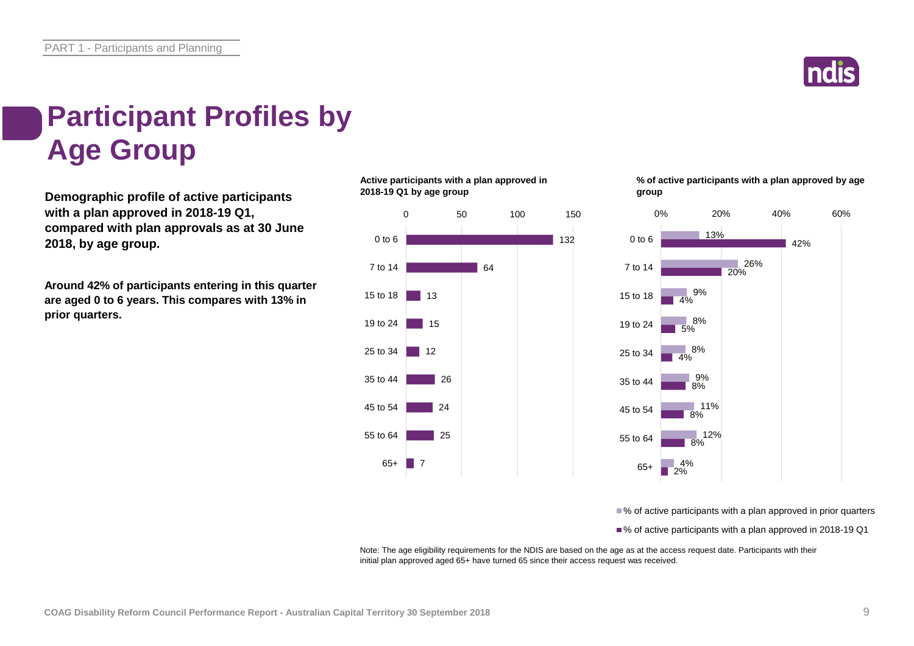# Participant Profiles by Age Group

**Demographic profile of active participants with a plan approved in 2018-19 Q1, compared with plan approvals as at 30 June 2018, by age group.**

**Around 42% of participants entering in this quarter are aged 0 to 6 years. This compares with 13% in prior quarters.**

**Active participants with a plan approved in 2018-19 Q1 by age group**

| Age group | Active participants |
| --- | --- |
| 0 to 6 | 132 |
| 7 to 14 | 64 |
| 15 to 18 | 13 |
| 19 to 24 | 15 |
| 25 to 34 | 12 |
| 35 to 44 | 26 |
| 45 to 54 | 24 |
| 55 to 64 | 25 |
| 65+ | 7 |

**% of active participants with a plan approved by age group**

| Age group | % of active participants with a plan approved in prior quarters | % of active participants with a plan approved in 2018-19 Q1 |
| --- | --- | --- |
| 0 to 6 | 13% | 42% |
| 7 to 14 | 26% | 20% |
| 15 to 18 | 9% | 4% |
| 19 to 24 | 8% | 5% |
| 25 to 34 | 8% | 4% |
| 35 to 44 | 9% | 8% |
| 45 to 54 | 11% | 8% |
| 55 to 64 | 12% | 8% |
| 65+ | 4% | 2% |

Note: The age eligibility requirements for the NDIS are based on the age as at the access request date. Participants with their initial plan approved aged 65+ have turned 65 since their access request was received.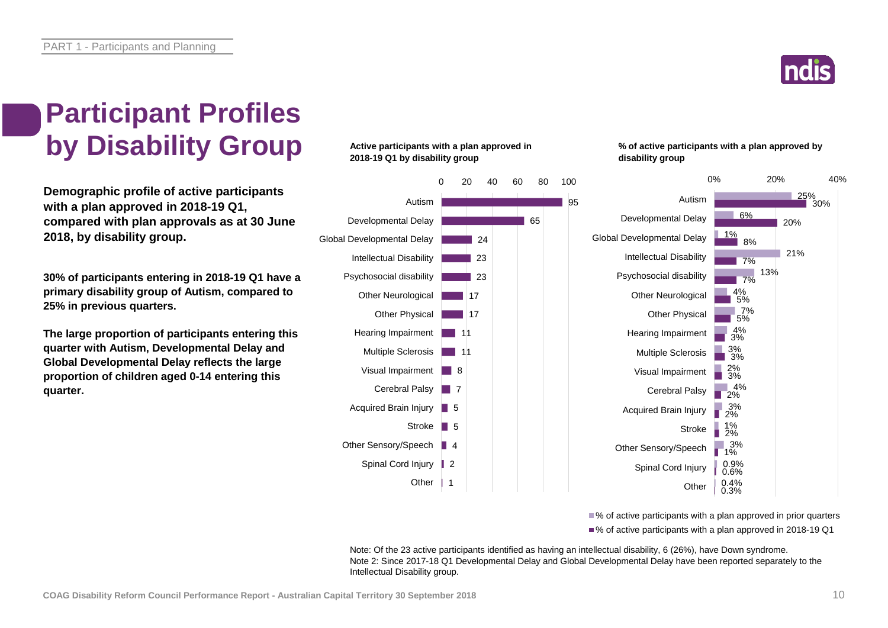# Participant Profiles by Disability Group

**Demographic profile of active participants with a plan approved in 2018-19 Q1, compared with plan approvals as at 30 June 2018, by disability group.**

**30% of participants entering in 2018-19 Q1 have a primary disability group of Autism, compared to 25% in previous quarters.**

**The large proportion of participants entering this quarter with Autism, Developmental Delay and Global Developmental Delay reflects the large proportion of children aged 0-14 entering this quarter.**

**Active participants with a plan approved in 2018-19 Q1 by disability group**

| Disability group | Active participants |
| --- | --- |
| Autism | 95 |
| Developmental Delay | 65 |
| Global Developmental Delay | 24 |
| Intellectual Disability | 23 |
| Psychosocial disability | 23 |
| Other Neurological | 17 |
| Other Physical | 17 |
| Hearing Impairment | 11 |
| Multiple Sclerosis | 11 |
| Visual Impairment | 8 |
| Cerebral Palsy | 7 |
| Acquired Brain Injury | 5 |
| Stroke | 5 |
| Other Sensory/Speech | 4 |
| Spinal Cord Injury | 2 |
| Other | 1 |

**% of active participants with a plan approved by disability group**

| Disability group | % of active participants with a plan approved in prior quarters | % of active participants with a plan approved in 2018-19 Q1 |
| --- | --- | --- |
| Autism | 25% | 30% |
| Developmental Delay | 6% | 20% |
| Global Developmental Delay | 1% | 8% |
| Intellectual Disability | 21% | 7% |
| Psychosocial disability | 13% | 7% |
| Other Neurological | 4% | 5% |
| Other Physical | 7% | 5% |
| Hearing Impairment | 4% | 3% |
| Multiple Sclerosis | 3% | 3% |
| Visual Impairment | 2% | 3% |
| Cerebral Palsy | 4% | 2% |
| Acquired Brain Injury | 3% | 2% |
| Stroke | 1% | 2% |
| Other Sensory/Speech | 3% | 1% |
| Spinal Cord Injury | 0.9% | 0.6% |
| Other | 0.4% | 0.3% |

Note: Of the 23 active participants identified as having an intellectual disability, 6 (26%), have Down syndrome.
Note 2: Since 2017-18 Q1 Developmental Delay and Global Developmental Delay have been reported separately to the Intellectual Disability group.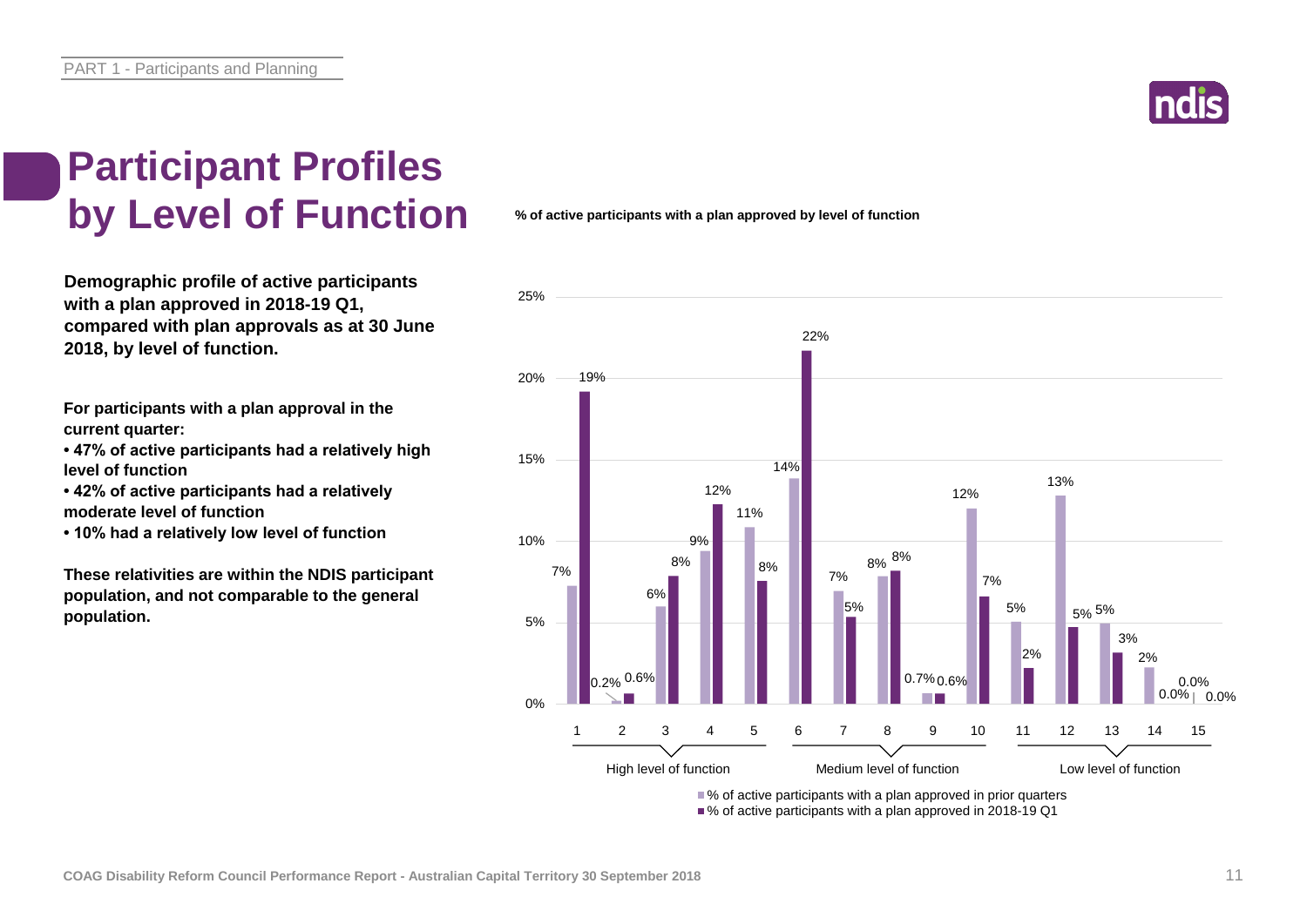# Participant Profiles by Level of Function

**Demographic profile of active participants with a plan approved in 2018-19 Q1, compared with plan approvals as at 30 June 2018, by level of function.**

**For participants with a plan approval in the current quarter:**

- **47% of active participants had a relatively high level of function**
- **42% of active participants had a relatively moderate level of function**
- **10% had a relatively low level of function**

**These relativities are within the NDIS participant population, and not comparable to the general population.**

**% of active participants with a plan approved by level of function**

| Level of function | Group | % of active participants with a plan approved in prior quarters | % of active participants with a plan approved in 2018-19 Q1 |
|---|---|---|---|
| 1 | High level of function | 7% | 19% |
| 2 | High level of function | 0.2% | 0.6% |
| 3 | High level of function | 6% | 8% |
| 4 | High level of function | 9% | 12% |
| 5 | High level of function | 11% | 8% |
| 6 | Medium level of function | 14% | 22% |
| 7 | Medium level of function | 7% | 5% |
| 8 | Medium level of function | 8% | 8% |
| 9 | Medium level of function | 0.7% | 0.6% |
| 10 | Medium level of function | 12% | 7% |
| 11 | Low level of function | 5% | 2% |
| 12 | Low level of function | 13% | 5% |
| 13 | Low level of function | 5% | 3% |
| 14 | Low level of function | 2% | 0.0% |
| 15 | Low level of function | 0.0% | 0.0% |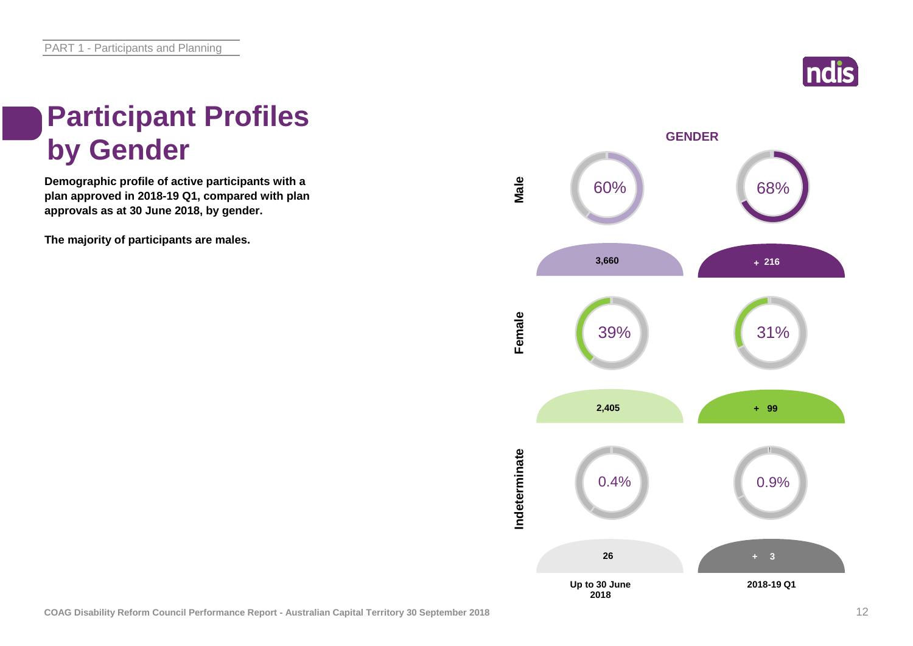# Participant Profiles by Gender

**Demographic profile of active participants with a plan approved in 2018-19 Q1, compared with plan approvals as at 30 June 2018, by gender.**

**The majority of participants are males.**

**GENDER**

| Gender | Up to 30 June 2018 | | 2018-19 Q1 | |
|---|---|---|---|---|
| | % | Count | % | Count |
| Male | 60% | 3,660 | 68% | + 216 |
| Female | 39% | 2,405 | 31% | + 99 |
| Indeterminate | 0.4% | 26 | 0.9% | + 3 |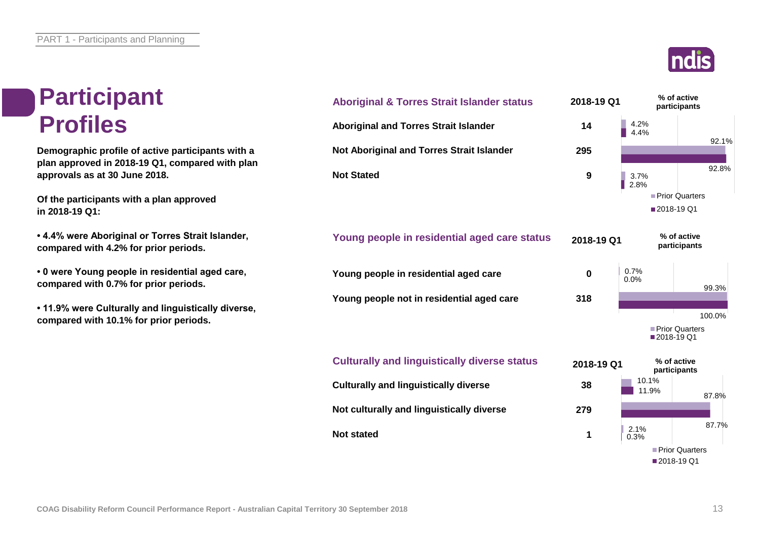# Participant Profiles

**Demographic profile of active participants with a plan approved in 2018-19 Q1, compared with plan approvals as at 30 June 2018.**

**Of the participants with a plan approved in 2018-19 Q1:**

- **4.4% were Aboriginal or Torres Strait Islander, compared with 4.2% for prior periods.**
- **0 were Young people in residential aged care, compared with 0.7% for prior periods.**
- **11.9% were Culturally and linguistically diverse, compared with 10.1% for prior periods.**

## Aboriginal & Torres Strait Islander status

| Aboriginal & Torres Strait Islander status | 2018-19 Q1 | % of active participants – Prior Quarters | % of active participants – 2018-19 Q1 |
|---|---|---|---|
| Aboriginal and Torres Strait Islander | 14 | 4.2% | 4.4% |
| Not Aboriginal and Torres Strait Islander | 295 | 92.1% | 92.8% |
| Not Stated | 9 | 3.7% | 2.8% |

## Young people in residential aged care status

| Young people in residential aged care status | 2018-19 Q1 | % of active participants – Prior Quarters | % of active participants – 2018-19 Q1 |
|---|---|---|---|
| Young people in residential aged care | 0 | 0.7% | 0.0% |
| Young people not in residential aged care | 318 | 99.3% | 100.0% |

## Culturally and linguistically diverse status

| Culturally and linguistically diverse status | 2018-19 Q1 | % of active participants – Prior Quarters | % of active participants – 2018-19 Q1 |
|---|---|---|---|
| Culturally and linguistically diverse | 38 | 10.1% | 11.9% |
| Not culturally and linguistically diverse | 279 | 87.8% | 87.7% |
| Not stated | 1 | 2.1% | 0.3% |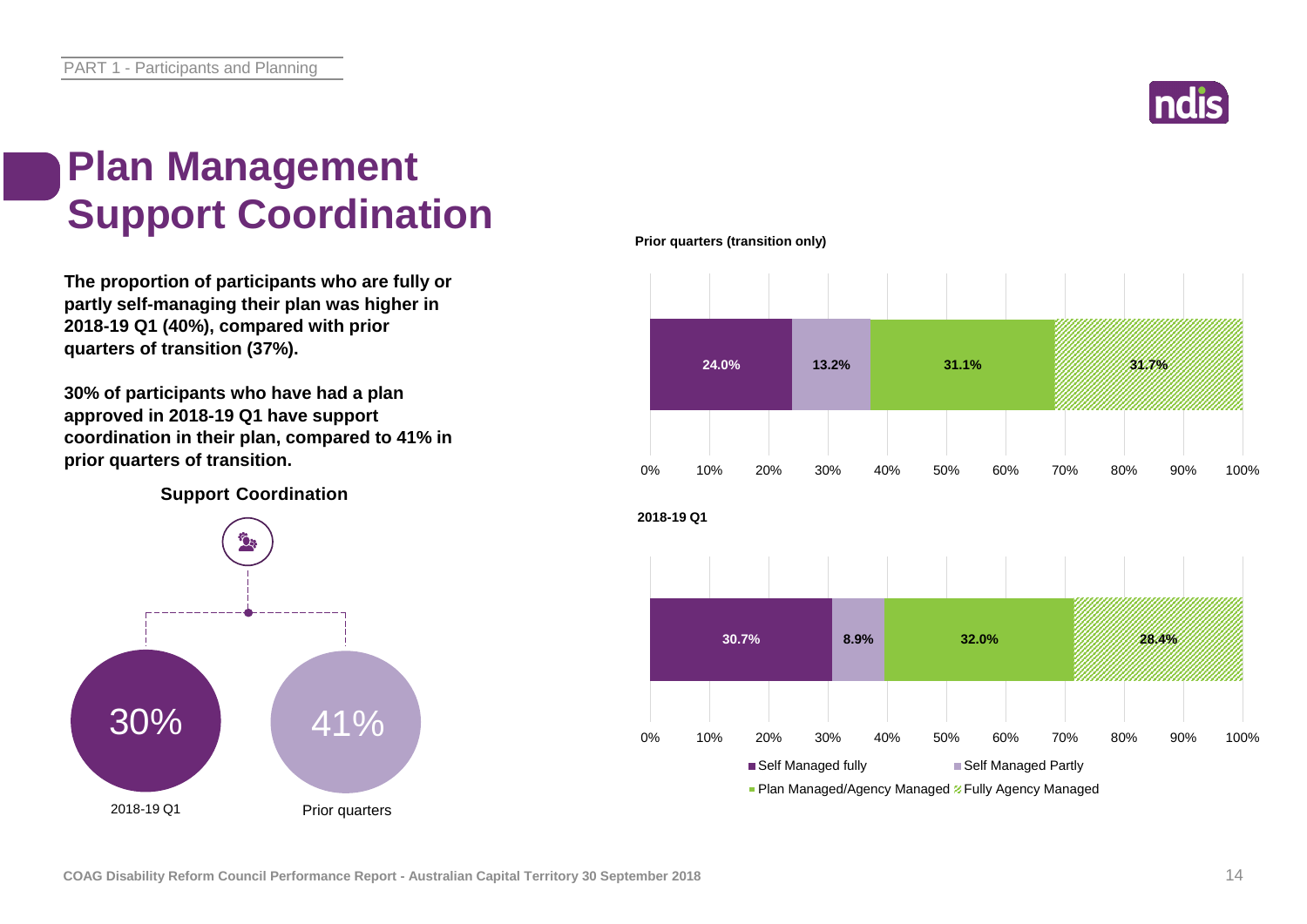# Plan Management Support Coordination

**The proportion of participants who are fully or partly self-managing their plan was higher in 2018-19 Q1 (40%), compared with prior quarters of transition (37%).**

**30% of participants who have had a plan approved in 2018-19 Q1 have support coordination in their plan, compared to 41% in prior quarters of transition.**

**Support Coordination**

| 2018-19 Q1 | Prior quarters |
|---|---|
| 30% | 41% |

**Prior quarters (transition only)**

| Self Managed fully | Self Managed Partly | Plan Managed/Agency Managed | Fully Agency Managed |
|---|---|---|---|
| 24.0% | 13.2% | 31.1% | 31.7% |

**2018-19 Q1**

| Self Managed fully | Self Managed Partly | Plan Managed/Agency Managed | Fully Agency Managed |
|---|---|---|---|
| 30.7% | 8.9% | 32.0% | 28.4% |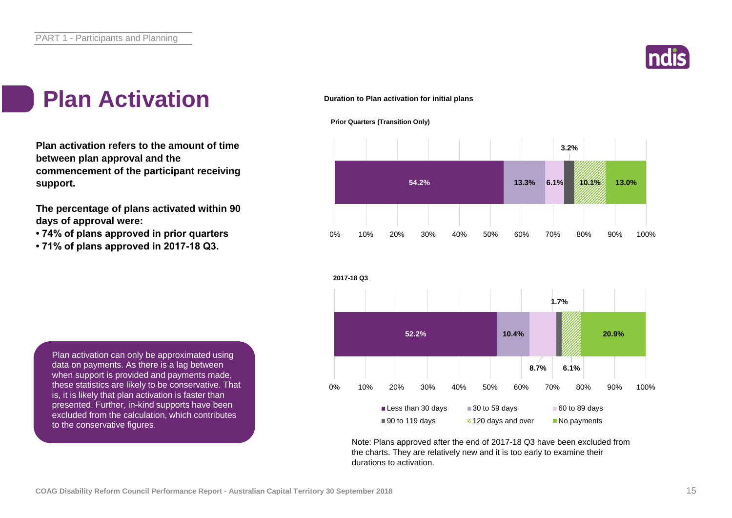# Plan Activation

**Plan activation refers to the amount of time between plan approval and the commencement of the participant receiving support.**

**The percentage of plans activated within 90 days of approval were:**

- **74% of plans approved in prior quarters**
- **71% of plans approved in 2017-18 Q3.**

Plan activation can only be approximated using data on payments. As there is a lag between when support is provided and payments made, these statistics are likely to be conservative. That is, it is likely that plan activation is faster than presented. Further, in-kind supports have been excluded from the calculation, which contributes to the conservative figures.

**Duration to Plan activation for initial plans**

**Prior Quarters (Transition Only)**

| Less than 30 days | 30 to 59 days | 60 to 89 days | 90 to 119 days | 120 days and over | No payments |
|---|---|---|---|---|---|
| 54.2% | 13.3% | 6.1% | 3.2% | 10.1% | 13.0% |

**2017-18 Q3**

| Less than 30 days | 30 to 59 days | 60 to 89 days | 90 to 119 days | 120 days and over | No payments |
|---|---|---|---|---|---|
| 52.2% | 10.4% | 8.7% | 1.7% | 6.1% | 20.9% |

Note: Plans approved after the end of 2017-18 Q3 have been excluded from the charts. They are relatively new and it is too early to examine their durations to activation.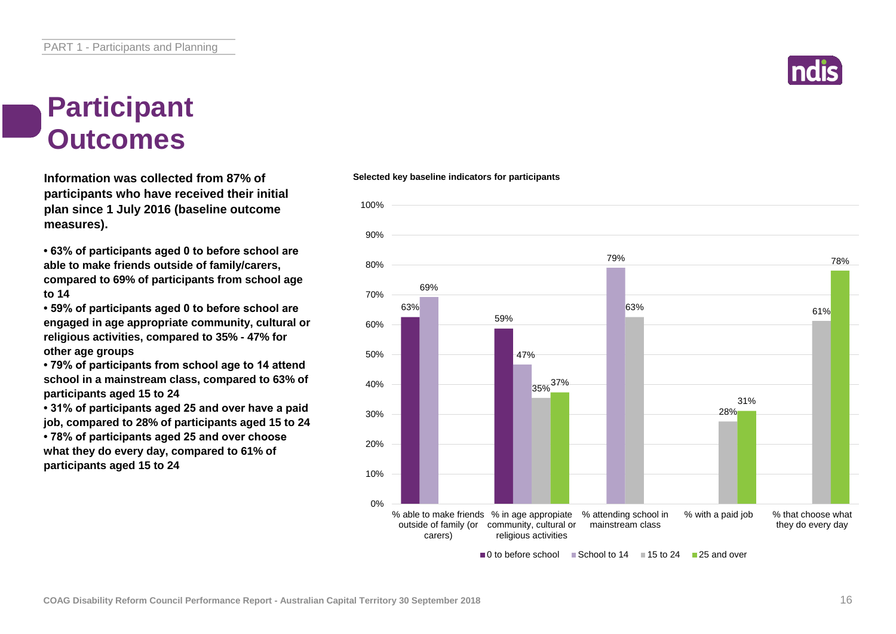# Participant Outcomes

**Information was collected from 87% of participants who have received their initial plan since 1 July 2016 (baseline outcome measures).**

- **63% of participants aged 0 to before school are able to make friends outside of family/carers, compared to 69% of participants from school age to 14**
- **59% of participants aged 0 to before school are engaged in age appropriate community, cultural or religious activities, compared to 35% - 47% for other age groups**
- **79% of participants from school age to 14 attend school in a mainstream class, compared to 63% of participants aged 15 to 24**
- **31% of participants aged 25 and over have a paid job, compared to 28% of participants aged 15 to 24**
- **78% of participants aged 25 and over choose what they do every day, compared to 61% of participants aged 15 to 24**

**Selected key baseline indicators for participants**

| Indicator | 0 to before school | School to 14 | 15 to 24 | 25 and over |
|---|---|---|---|---|
| % able to make friends outside of family (or carers) | 63% | 69% | | |
| % in age appropriate community, cultural or religious activities | 59% | 47% | 35% | 37% |
| % attending school in mainstream class | | 79% | 63% | |
| % with a paid job | | | 28% | 31% |
| % that choose what they do every day | | | 61% | 78% |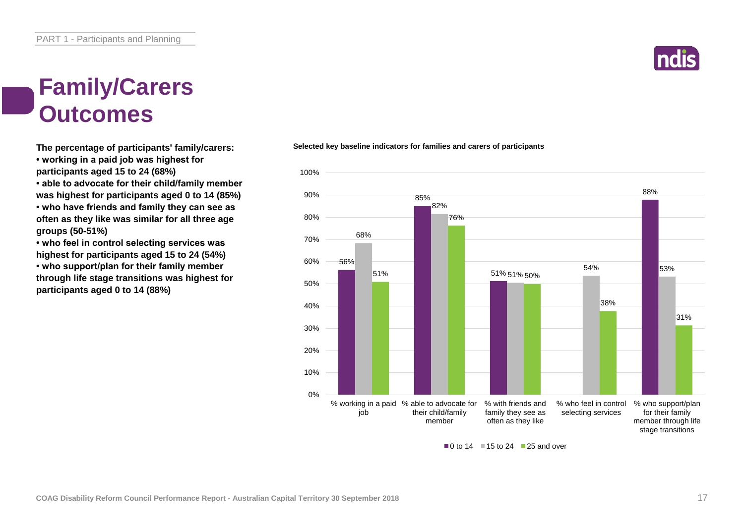# Family/Carers Outcomes

**The percentage of participants' family/carers:**

- **working in a paid job was highest for participants aged 15 to 24 (68%)**
- **able to advocate for their child/family member was highest for participants aged 0 to 14 (85%)**
- **who have friends and family they can see as often as they like was similar for all three age groups (50-51%)**
- **who feel in control selecting services was highest for participants aged 15 to 24 (54%)**
- **who support/plan for their family member through life stage transitions was highest for participants aged 0 to 14 (88%)**

**Selected key baseline indicators for families and carers of participants**

| | 0 to 14 | 15 to 24 | 25 and over |
|---|---|---|---|
| % working in a paid job | 56% | 68% | 51% |
| % able to advocate for their child/family member | 85% | 82% | 76% |
| % with friends and family they see as often as they like | 51% | 51% | 50% |
| % who feel in control selecting services | | 54% | 38% |
| % who support/plan for their family member through life stage transitions | 88% | 53% | 31% |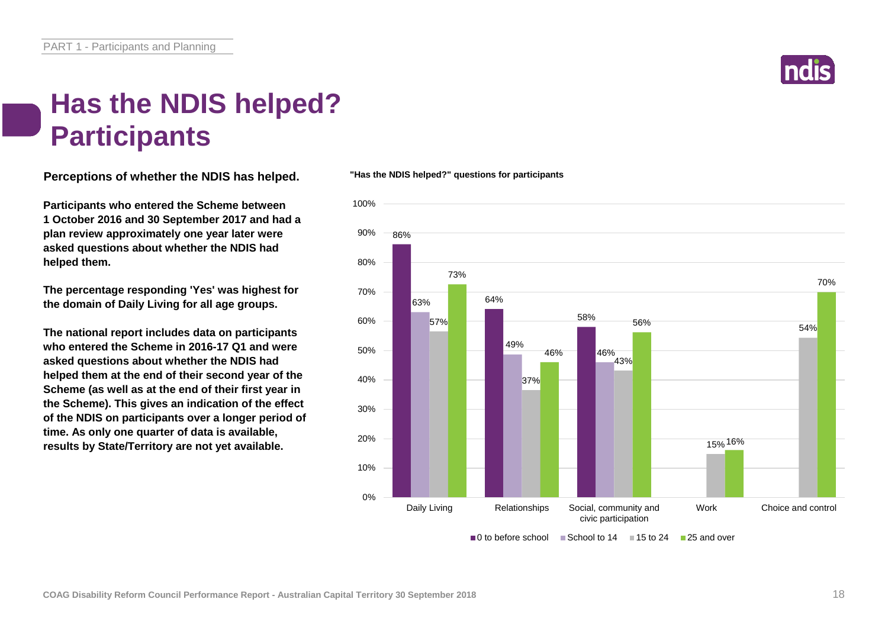# Has the NDIS helped? Participants

**Perceptions of whether the NDIS has helped.**

**Participants who entered the Scheme between 1 October 2016 and 30 September 2017 and had a plan review approximately one year later were asked questions about whether the NDIS had helped them.**

**The percentage responding 'Yes' was highest for the domain of Daily Living for all age groups.**

**The national report includes data on participants who entered the Scheme in 2016-17 Q1 and were asked questions about whether the NDIS had helped them at the end of their second year of the Scheme (as well as at the end of their first year in the Scheme). This gives an indication of the effect of the NDIS on participants over a longer period of time. As only one quarter of data is available, results by State/Territory are not yet available.**

**"Has the NDIS helped?" questions for participants**

| Domain | 0 to before school | School to 14 | 15 to 24 | 25 and over |
|---|---|---|---|---|
| Daily Living | 86% | 63% | 57% | 73% |
| Relationships | 64% | 49% | 37% | 46% |
| Social, community and civic participation | 58% | 46% | 43% | 56% |
| Work | | | 15% | 16% |
| Choice and control | | | 54% | 70% |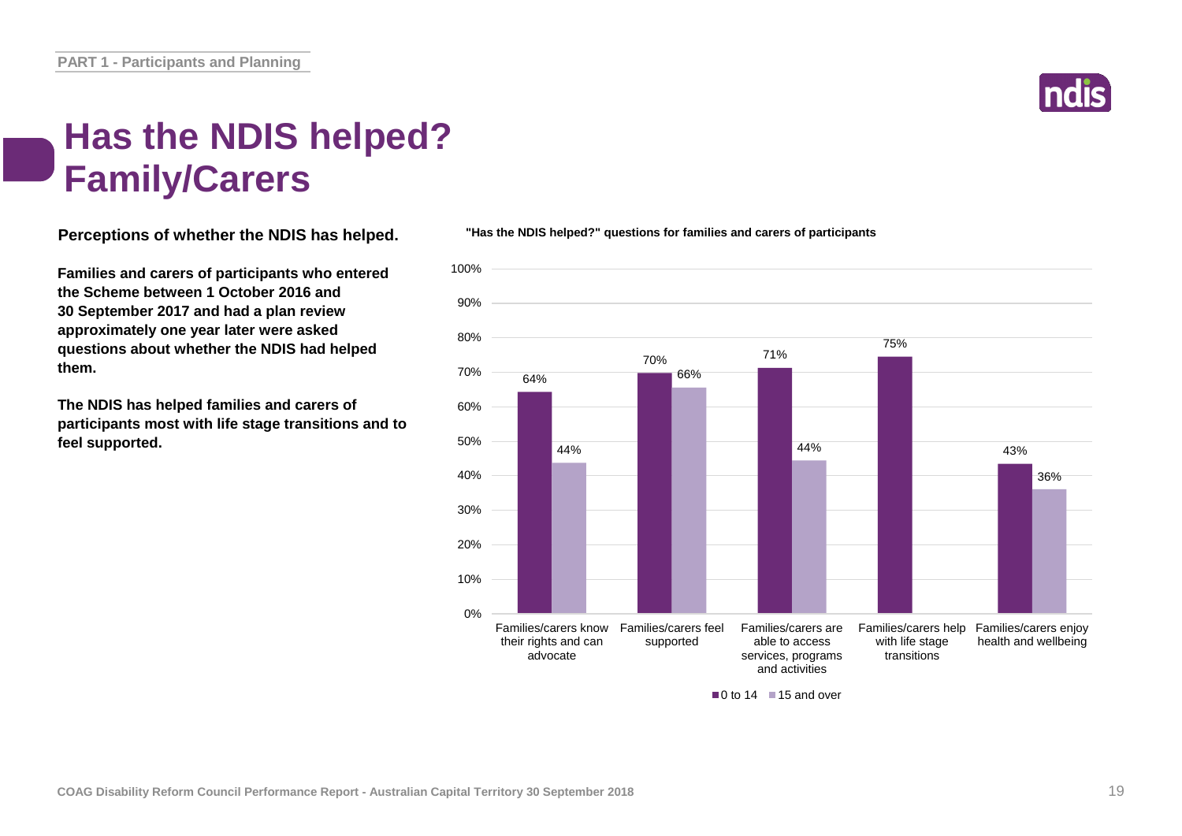# Has the NDIS helped? Family/Carers

**Perceptions of whether the NDIS has helped.**

**Families and carers of participants who entered the Scheme between 1 October 2016 and 30 September 2017 and had a plan review approximately one year later were asked questions about whether the NDIS had helped them.**

**The NDIS has helped families and carers of participants most with life stage transitions and to feel supported.**

**"Has the NDIS helped?" questions for families and carers of participants**

| Question | 0 to 14 | 15 and over |
|---|---|---|
| Families/carers know their rights and can advocate | 64% | 44% |
| Families/carers feel supported | 70% | 66% |
| Families/carers are able to access services, programs and activities | 71% | 44% |
| Families/carers help with life stage transitions | 75% | |
| Families/carers enjoy health and wellbeing | 43% | 36% |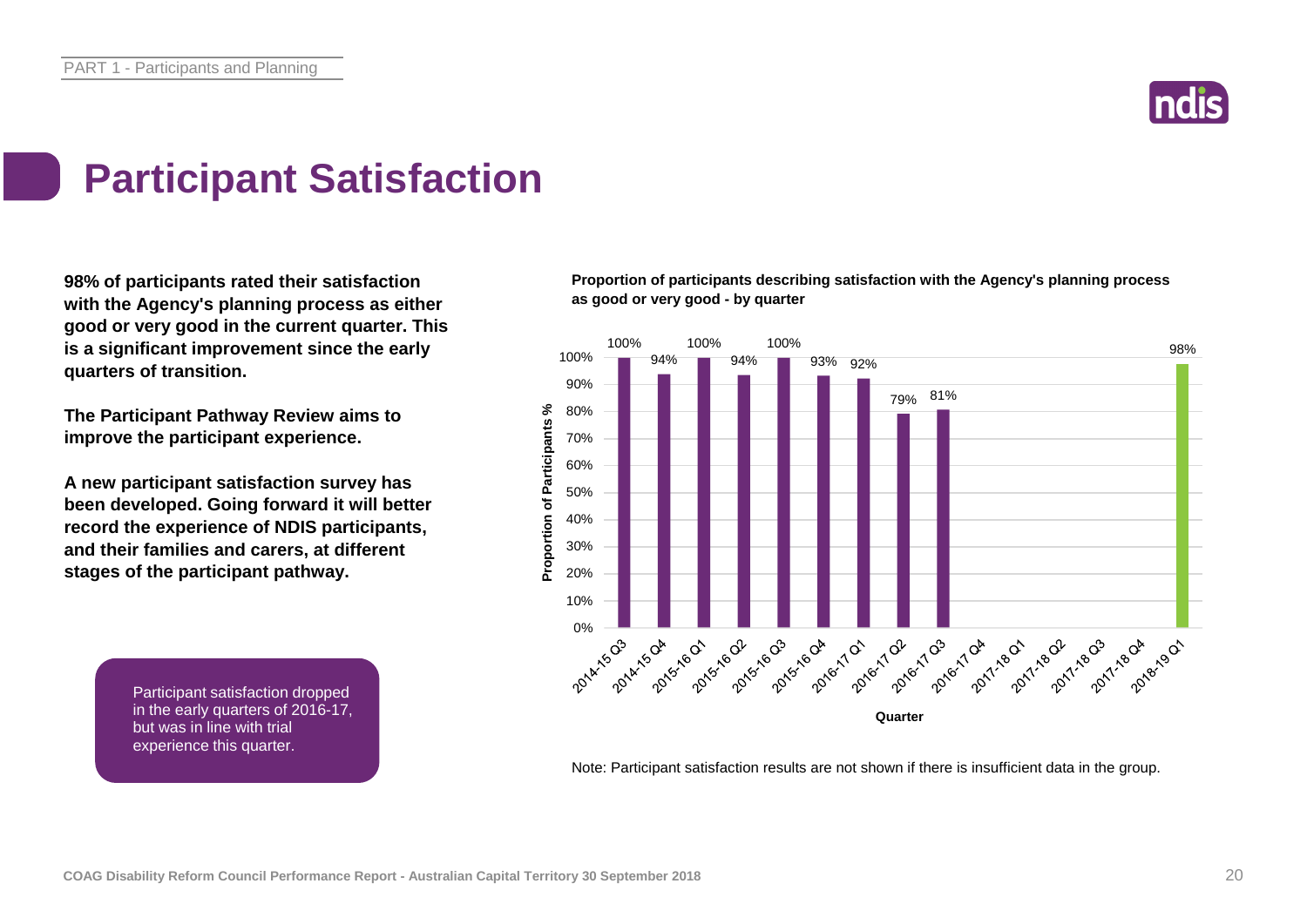# Participant Satisfaction

**98% of participants rated their satisfaction with the Agency's planning process as either good or very good in the current quarter. This is a significant improvement since the early quarters of transition.**

**The Participant Pathway Review aims to improve the participant experience.**

**A new participant satisfaction survey has been developed. Going forward it will better record the experience of NDIS participants, and their families and carers, at different stages of the participant pathway.**

Participant satisfaction dropped in the early quarters of 2016-17, but was in line with trial experience this quarter.

**Proportion of participants describing satisfaction with the Agency's planning process as good or very good - by quarter**

| Quarter | Proportion of Participants % |
|---|---|
| 2014-15 Q3 | 100% |
| 2014-15 Q4 | 94% |
| 2015-16 Q1 | 100% |
| 2015-16 Q2 | 94% |
| 2015-16 Q3 | 100% |
| 2015-16 Q4 | 93% |
| 2016-17 Q1 | 92% |
| 2016-17 Q2 | 79% |
| 2016-17 Q3 | 81% |
| 2016-17 Q4 | |
| 2017-18 Q1 | |
| 2017-18 Q2 | |
| 2017-18 Q3 | |
| 2017-18 Q4 | |
| 2018-19 Q1 | 98% |

Note: Participant satisfaction results are not shown if there is insufficient data in the group.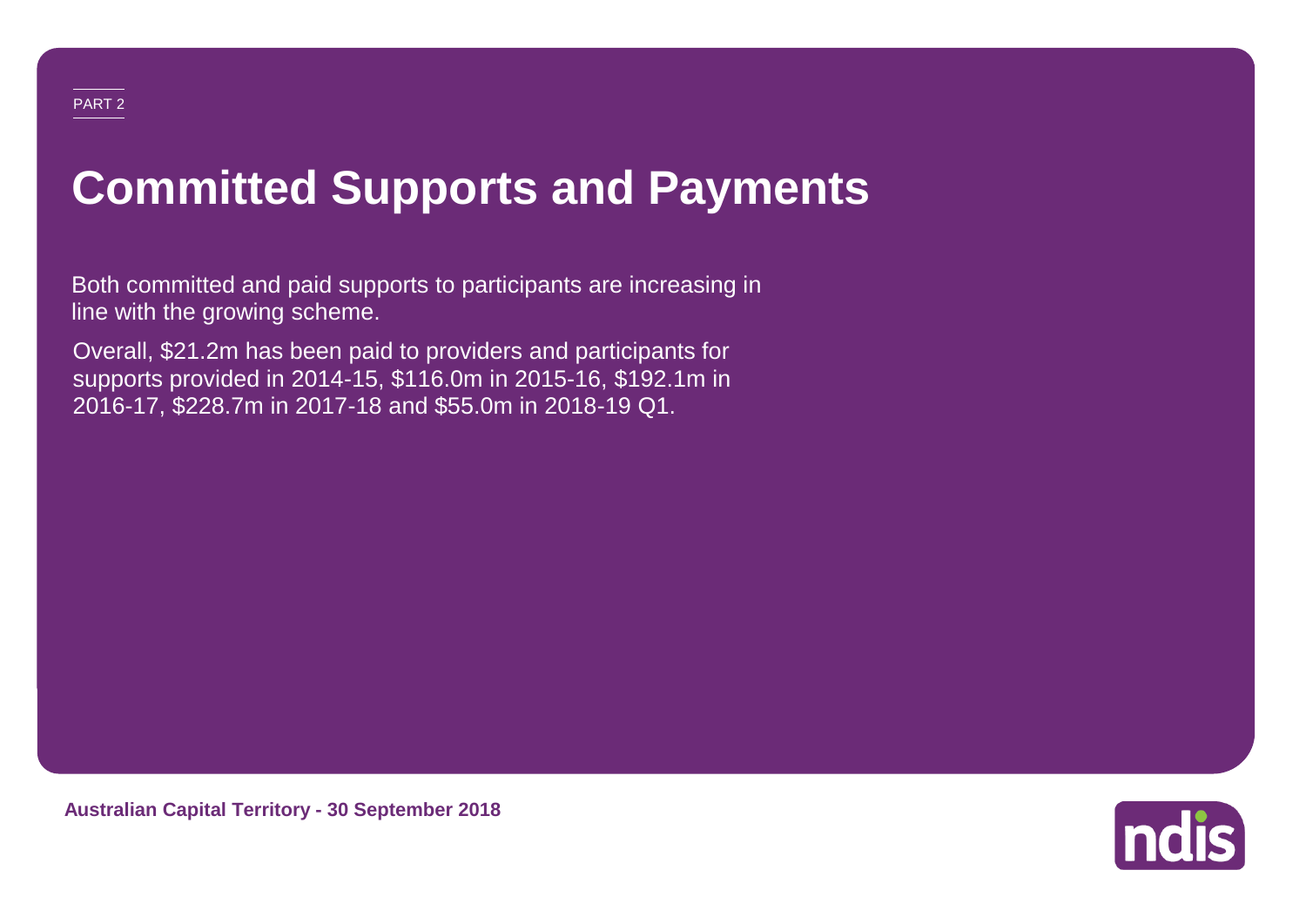PART 2

# Committed Supports and Payments

Both committed and paid supports to participants are increasing in line with the growing scheme.

Overall, $21.2m has been paid to providers and participants for supports provided in 2014-15, $116.0m in 2015-16, $192.1m in 2016-17, $228.7m in 2017-18 and $55.0m in 2018-19 Q1.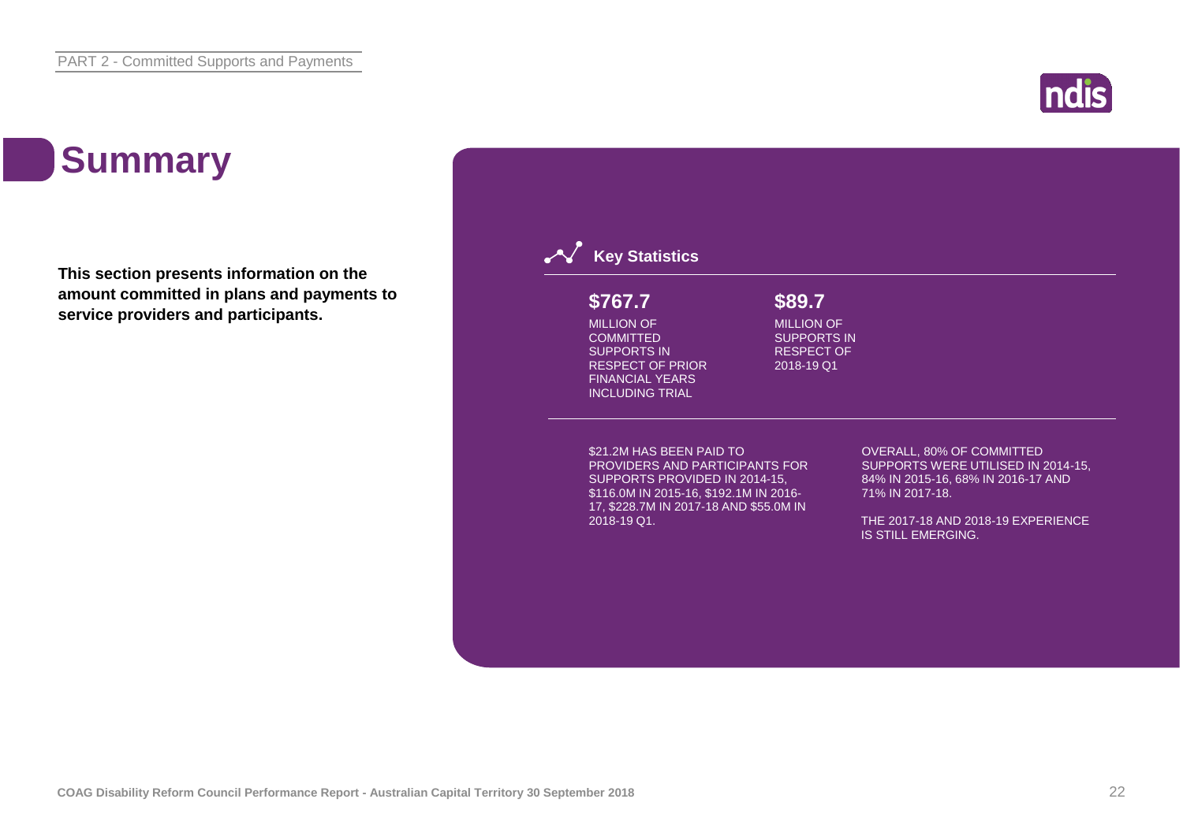# Summary

**This section presents information on the amount committed in plans and payments to service providers and participants.**

### Key Statistics

**$767.7**

MILLION OF COMMITTED SUPPORTS IN RESPECT OF PRIOR FINANCIAL YEARS INCLUDING TRIAL

**$89.7**

MILLION OF SUPPORTS IN RESPECT OF 2018-19 Q1

$21.2M HAS BEEN PAID TO PROVIDERS AND PARTICIPANTS FOR SUPPORTS PROVIDED IN 2014-15, $116.0M IN 2015-16, $192.1M IN 2016-17, $228.7M IN 2017-18 AND $55.0M IN 2018-19 Q1.

OVERALL, 80% OF COMMITTED SUPPORTS WERE UTILISED IN 2014-15, 84% IN 2015-16, 68% IN 2016-17 AND 71% IN 2017-18.

THE 2017-18 AND 2018-19 EXPERIENCE IS STILL EMERGING.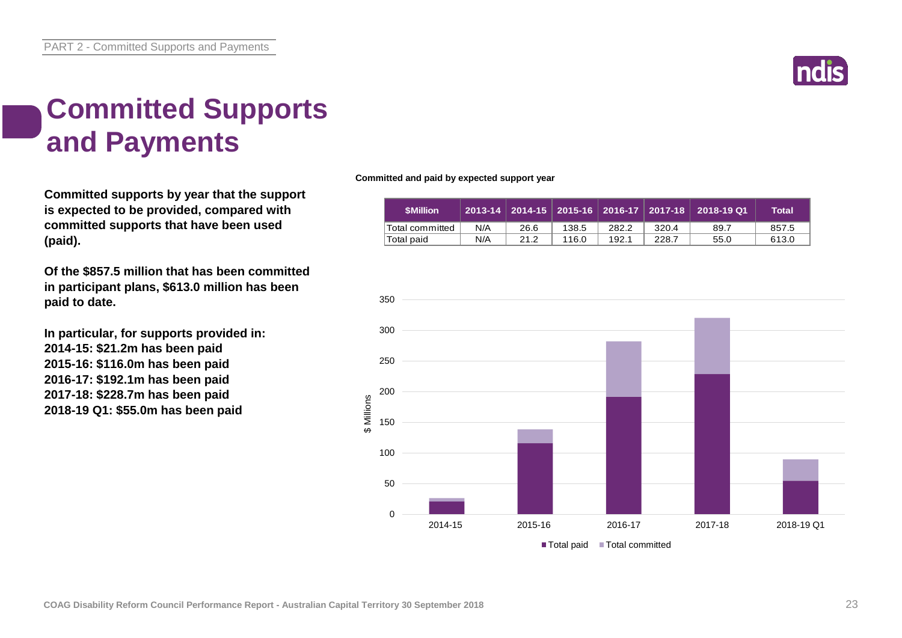# Committed Supports and Payments

**Committed supports by year that the support is expected to be provided, compared with committed supports that have been used (paid).**

**Of the $857.5 million that has been committed in participant plans, $613.0 million has been paid to date.**

**In particular, for supports provided in:**
**2014-15: $21.2m has been paid**
**2015-16: $116.0m has been paid**
**2016-17: $192.1m has been paid**
**2017-18: $228.7m has been paid**
**2018-19 Q1: $55.0m has been paid**

**Committed and paid by expected support year**

| $Million | 2013-14 | 2014-15 | 2015-16 | 2016-17 | 2017-18 | 2018-19 Q1 | Total |
|---|---|---|---|---|---|---|---|
| Total committed | N/A | 26.6 | 138.5 | 282.2 | 320.4 | 89.7 | 857.5 |
| Total paid | N/A | 21.2 | 116.0 | 192.1 | 228.7 | 55.0 | 613.0 |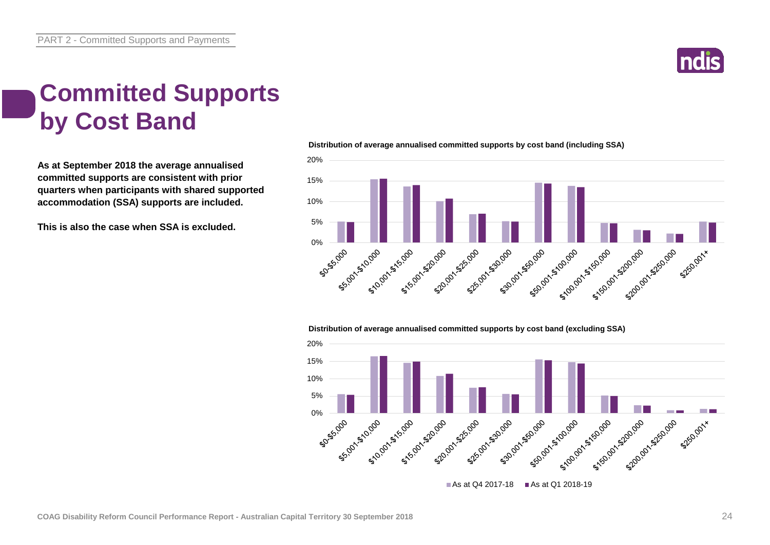PART 2 - Committed Supports and Payments

# Committed Supports by Cost Band

**As at September 2018 the average annualised committed supports are consistent with prior quarters when participants with shared supported accommodation (SSA) supports are included.**

**This is also the case when SSA is excluded.**

**Distribution of average annualised committed supports by cost band (including SSA)**

**Distribution of average annualised committed supports by cost band (excluding SSA)**

As at Q4 2017-18 | As at Q1 2018-19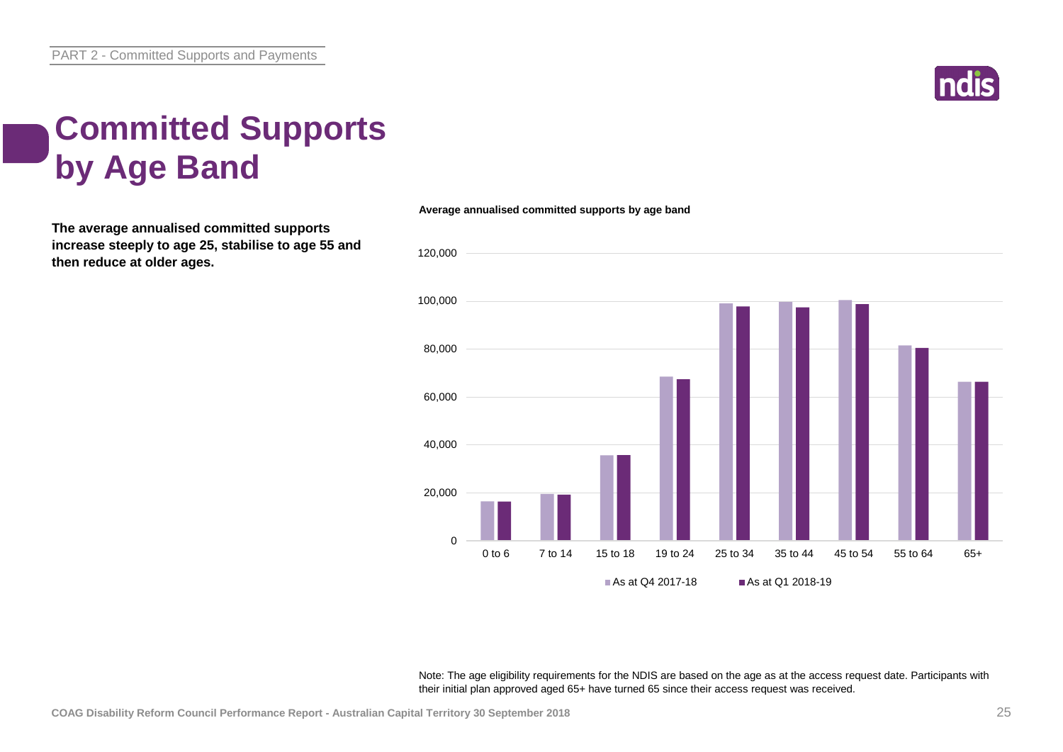# Committed Supports by Age Band

**The average annualised committed supports increase steeply to age 25, stabilise to age 55 and then reduce at older ages.**

**Average annualised committed supports by age band**

Note: The age eligibility requirements for the NDIS are based on the age as at the access request date. Participants with their initial plan approved aged 65+ have turned 65 since their access request was received.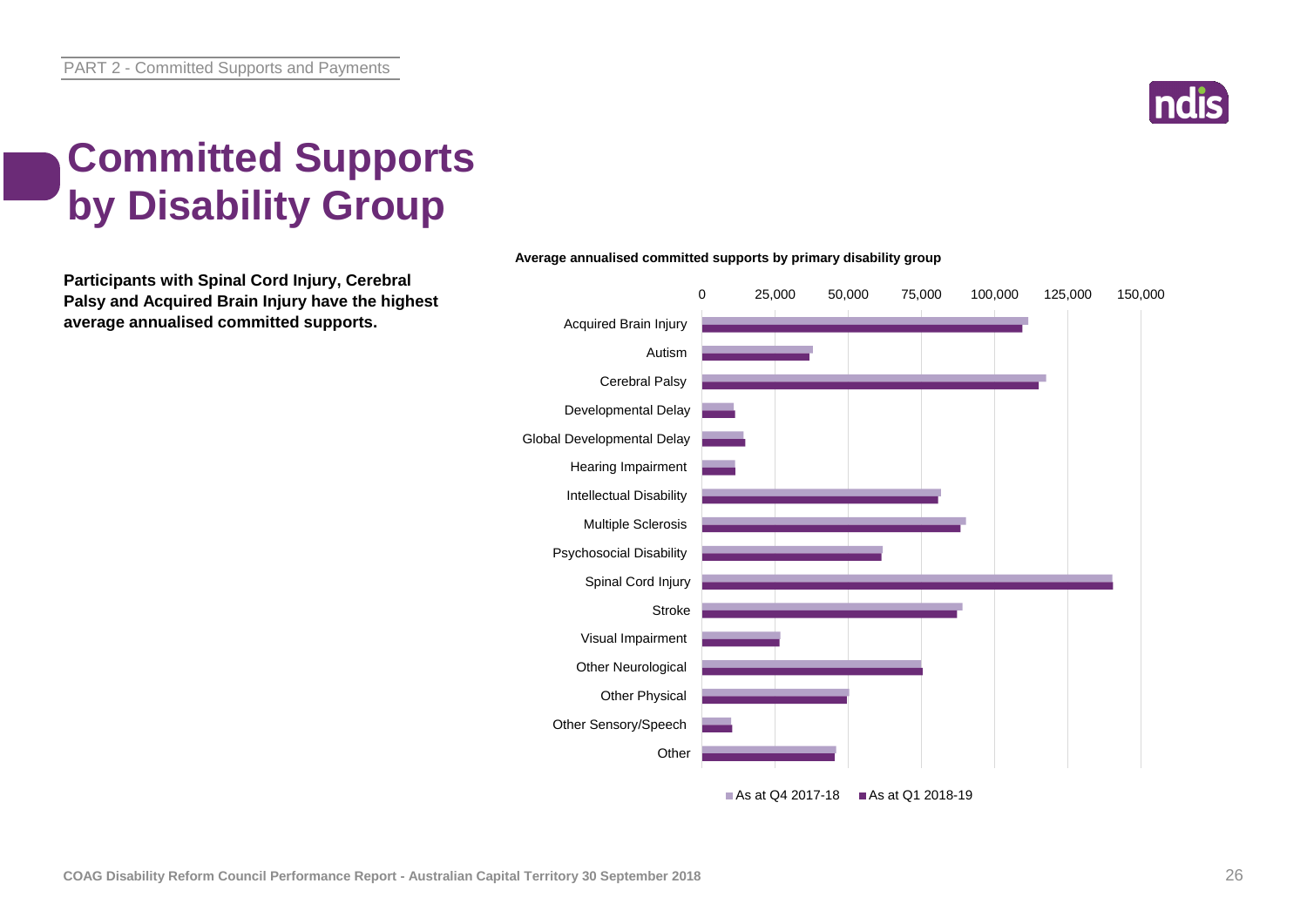# Committed Supports by Disability Group

**Participants with Spinal Cord Injury, Cerebral Palsy and Acquired Brain Injury have the highest average annualised committed supports.**

**Average annualised committed supports by primary disability group**

Primary disability groups shown: Acquired Brain Injury, Autism, Cerebral Palsy, Developmental Delay, Global Developmental Delay, Hearing Impairment, Intellectual Disability, Multiple Sclerosis, Psychosocial Disability, Spinal Cord Injury, Stroke, Visual Impairment, Other Neurological, Other Physical, Other Sensory/Speech, Other.

Axis: 0, 25,000, 50,000, 75,000, 100,000, 125,000, 150,000

Legend: As at Q4 2017-18; As at Q1 2018-19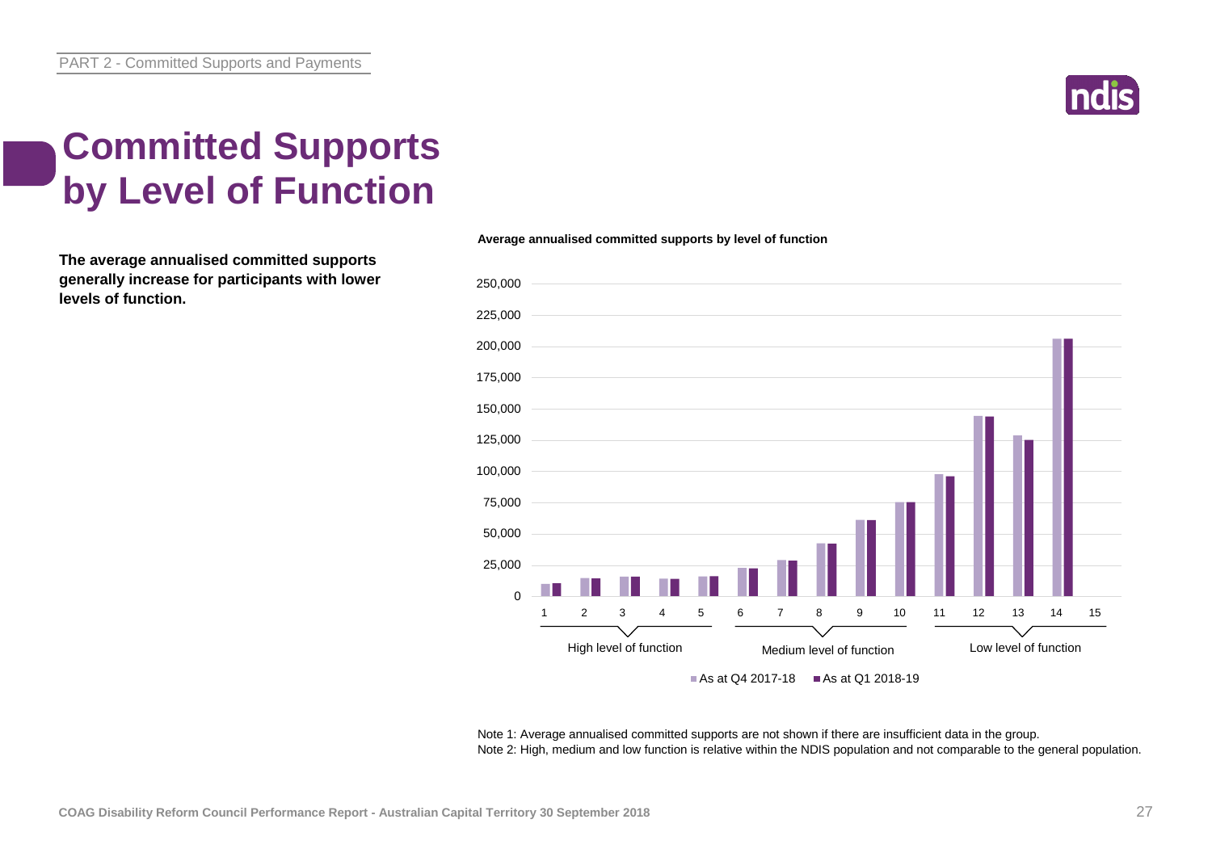# Committed Supports by Level of Function

**The average annualised committed supports generally increase for participants with lower levels of function.**

**Average annualised committed supports by level of function**

Note 1: Average annualised committed supports are not shown if there are insufficient data in the group.
Note 2: High, medium and low function is relative within the NDIS population and not comparable to the general population.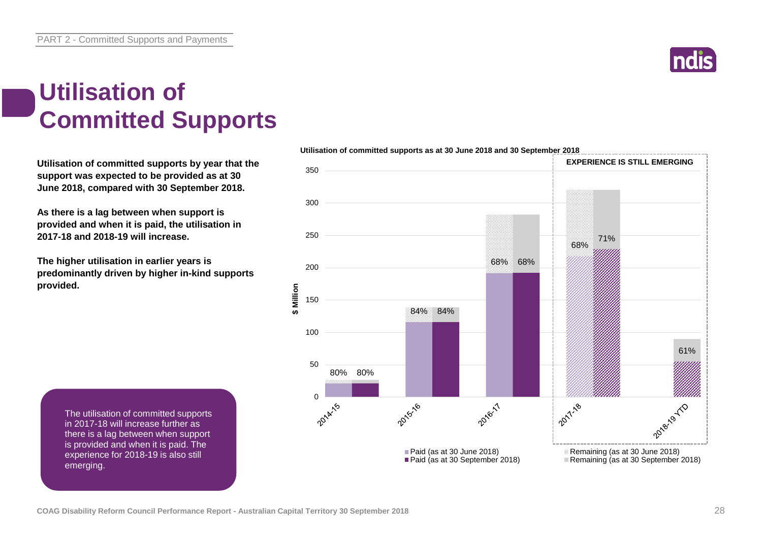# Utilisation of Committed Supports

**Utilisation of committed supports by year that the support was expected to be provided as at 30 June 2018, compared with 30 September 2018.**

**As there is a lag between when support is provided and when it is paid, the utilisation in 2017-18 and 2018-19 will increase.**

**The higher utilisation in earlier years is predominantly driven by higher in-kind supports provided.**

**Utilisation of committed supports as at 30 June 2018 and 30 September 2018**

EXPERIENCE IS STILL EMERGING

| Year | Utilisation (as at 30 June 2018) | Utilisation (as at 30 September 2018) |
|---|---|---|
| 2014-15 | 80% | 80% |
| 2015-16 | 84% | 84% |
| 2016-17 | 68% | 68% |
| 2017-18 | 68% | 71% |
| 2018-19 YTD | | 61% |

$ Million

Legend: Paid (as at 30 June 2018); Paid (as at 30 September 2018); Remaining (as at 30 June 2018); Remaining (as at 30 September 2018)

The utilisation of committed supports in 2017-18 will increase further as there is a lag between when support is provided and when it is paid. The experience for 2018-19 is also still emerging.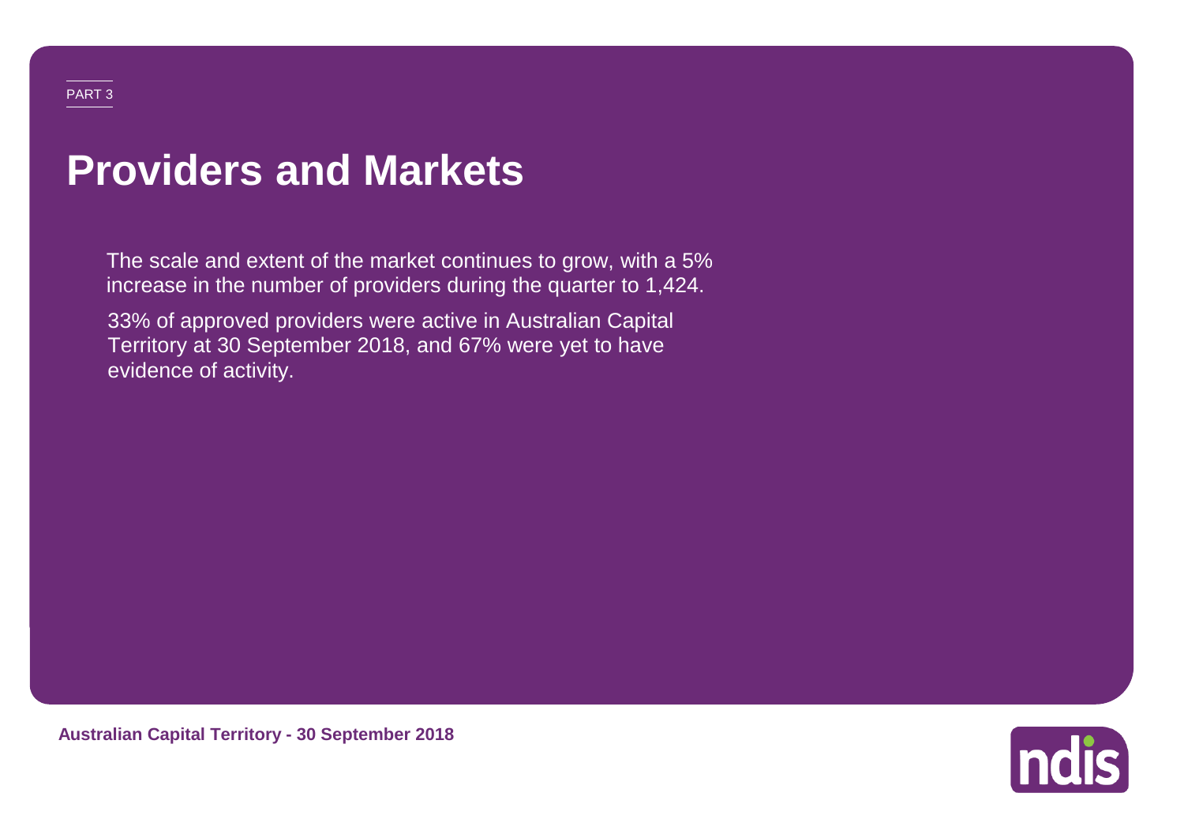PART 3

# Providers and Markets

The scale and extent of the market continues to grow, with a 5% increase in the number of providers during the quarter to 1,424.

33% of approved providers were active in Australian Capital Territory at 30 September 2018, and 67% were yet to have evidence of activity.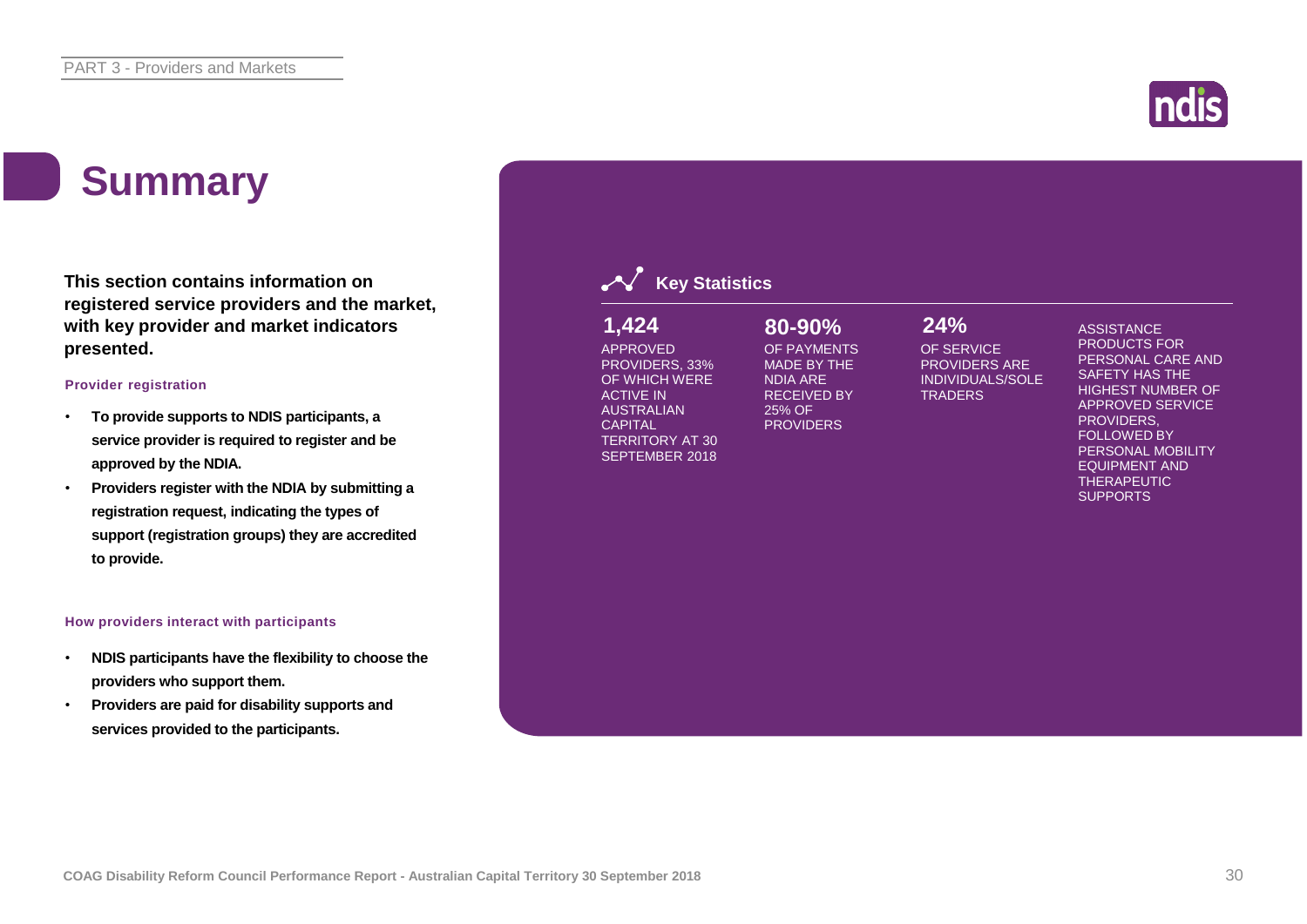# Summary

**This section contains information on registered service providers and the market, with key provider and market indicators presented.**

### Provider registration

- **To provide supports to NDIS participants, a service provider is required to register and be approved by the NDIA.**
- **Providers register with the NDIA by submitting a registration request, indicating the types of support (registration groups) they are accredited to provide.**

### How providers interact with participants

- **NDIS participants have the flexibility to choose the providers who support them.**
- **Providers are paid for disability supports and services provided to the participants.**

## Key Statistics

**1,424**
APPROVED PROVIDERS, 33% OF WHICH WERE ACTIVE IN AUSTRALIAN CAPITAL TERRITORY AT 30 SEPTEMBER 2018

**80-90%**
OF PAYMENTS MADE BY THE NDIA ARE RECEIVED BY 25% OF PROVIDERS

**24%**
OF SERVICE PROVIDERS ARE INDIVIDUALS/SOLE TRADERS

ASSISTANCE PRODUCTS FOR PERSONAL CARE AND SAFETY HAS THE HIGHEST NUMBER OF APPROVED SERVICE PROVIDERS, FOLLOWED BY PERSONAL MOBILITY EQUIPMENT AND THERAPEUTIC SUPPORTS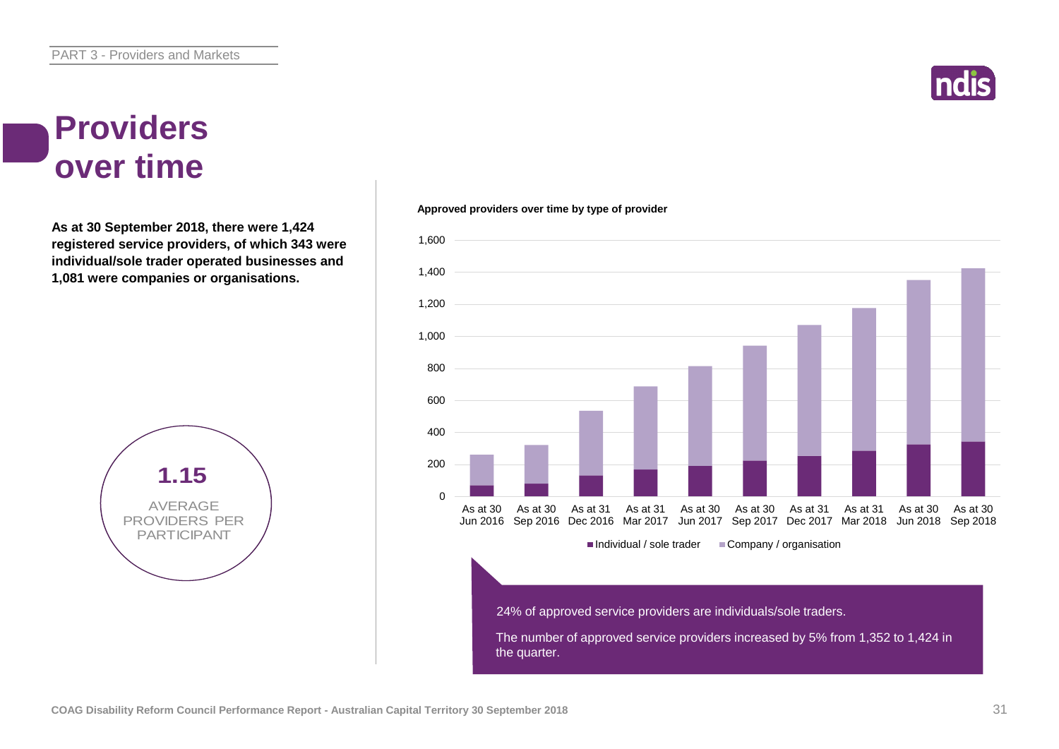# Providers over time

**As at 30 September 2018, there were 1,424 registered service providers, of which 343 were individual/sole trader operated businesses and 1,081 were companies or organisations.**

**1.15**

AVERAGE PROVIDERS PER PARTICIPANT

**Approved providers over time by type of provider**

■ Individual / sole trader ■ Company / organisation

24% of approved service providers are individuals/sole traders.

The number of approved service providers increased by 5% from 1,352 to 1,424 in the quarter.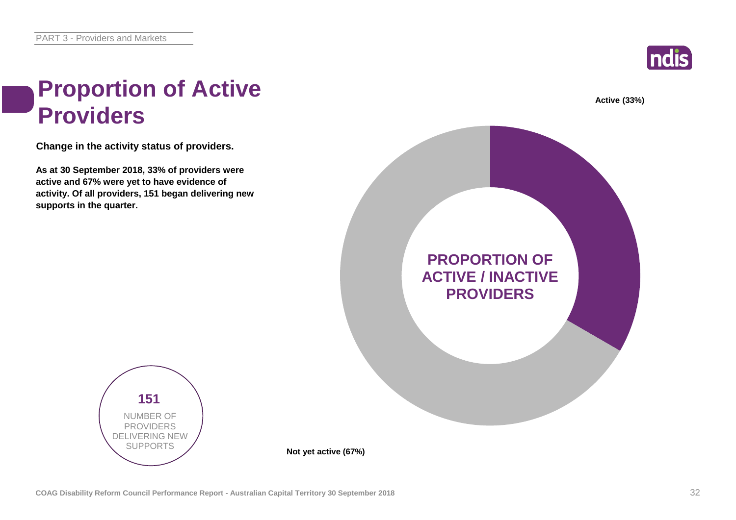# Proportion of Active Providers

**Change in the activity status of providers.**

**As at 30 September 2018, 33% of providers were active and 67% were yet to have evidence of activity. Of all providers, 151 began delivering new supports in the quarter.**

**151**
NUMBER OF PROVIDERS DELIVERING NEW SUPPORTS

**PROPORTION OF ACTIVE / INACTIVE PROVIDERS**

**Active (33%)**

**Not yet active (67%)**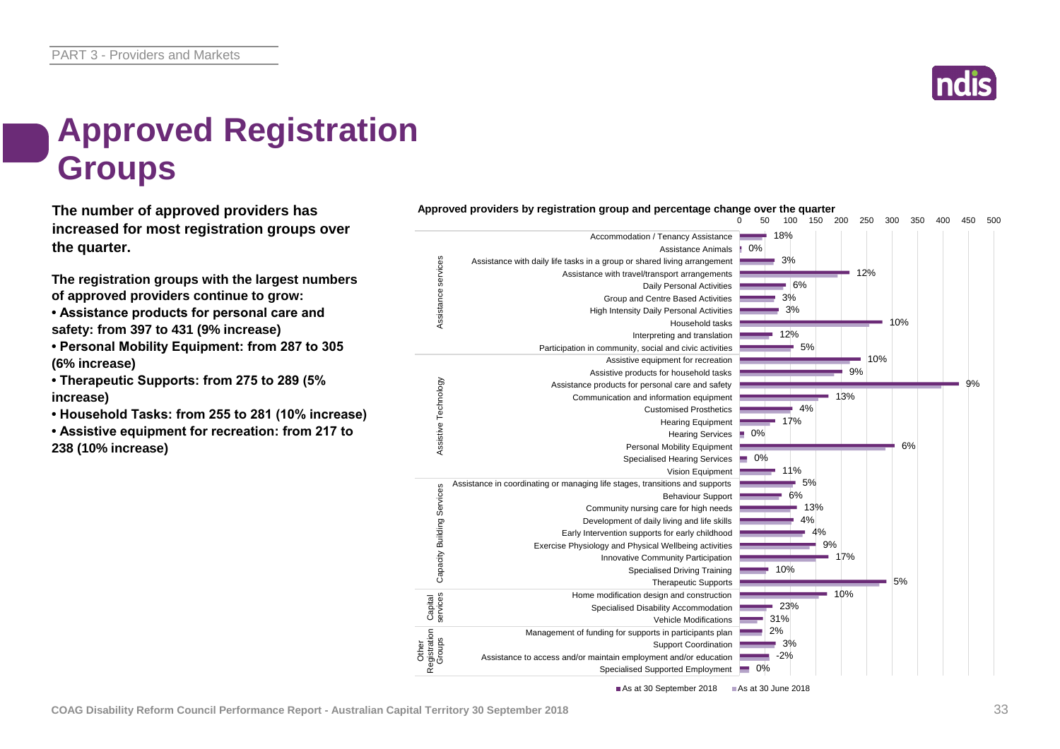# Approved Registration Groups

**The number of approved providers has increased for most registration groups over the quarter.**

**The registration groups with the largest numbers of approved providers continue to grow:**

- **Assistance products for personal care and safety: from 397 to 431 (9% increase)**
- **Personal Mobility Equipment: from 287 to 305 (6% increase)**
- **Therapeutic Supports: from 275 to 289 (5% increase)**
- **Household Tasks: from 255 to 281 (10% increase)**
- **Assistive equipment for recreation: from 217 to 238 (10% increase)**

**Approved providers by registration group and percentage change over the quarter**

| Category | Registration group | % change |
|---|---|---|
| Assistance services | Accommodation / Tenancy Assistance | 18% |
| | Assistance Animals | 0% |
| | Assistance with daily life tasks in a group or shared living arrangement | 3% |
| | Assistance with travel/transport arrangements | 12% |
| | Daily Personal Activities | 6% |
| | Group and Centre Based Activities | 3% |
| | High Intensity Daily Personal Activities | 3% |
| | Household tasks | 10% |
| | Interpreting and translation | 12% |
| | Participation in community, social and civic activities | 5% |
| Assistive Technology | Assistive equipment for recreation | 10% |
| | Assistive products for household tasks | 9% |
| | Assistance products for personal care and safety | 9% |
| | Communication and information equipment | 13% |
| | Customised Prosthetics | 4% |
| | Hearing Equipment | 17% |
| | Hearing Services | 0% |
| | Personal Mobility Equipment | 6% |
| | Specialised Hearing Services | 0% |
| | Vision Equipment | 11% |
| Capacity Building Services | Assistance in coordinating or managing life stages, transitions and supports | 5% |
| | Behaviour Support | 6% |
| | Community nursing care for high needs | 13% |
| | Development of daily living and life skills | 4% |
| | Early Intervention supports for early childhood | 4% |
| | Exercise Physiology and Physical Wellbeing activities | 9% |
| | Innovative Community Participation | 17% |
| | Specialised Driving Training | 10% |
| | Therapeutic Supports | 5% |
| Capital services | Home modification design and construction | 10% |
| | Specialised Disability Accommodation | 23% |
| | Vehicle Modifications | 31% |
| Other Registration Groups | Management of funding for supports in participants plan | 2% |
| | Support Coordination | 3% |
| | Assistance to access and/or maintain employment and/or education | -2% |
| | Specialised Supported Employment | 0% |

■ As at 30 September 2018 ■ As at 30 June 2018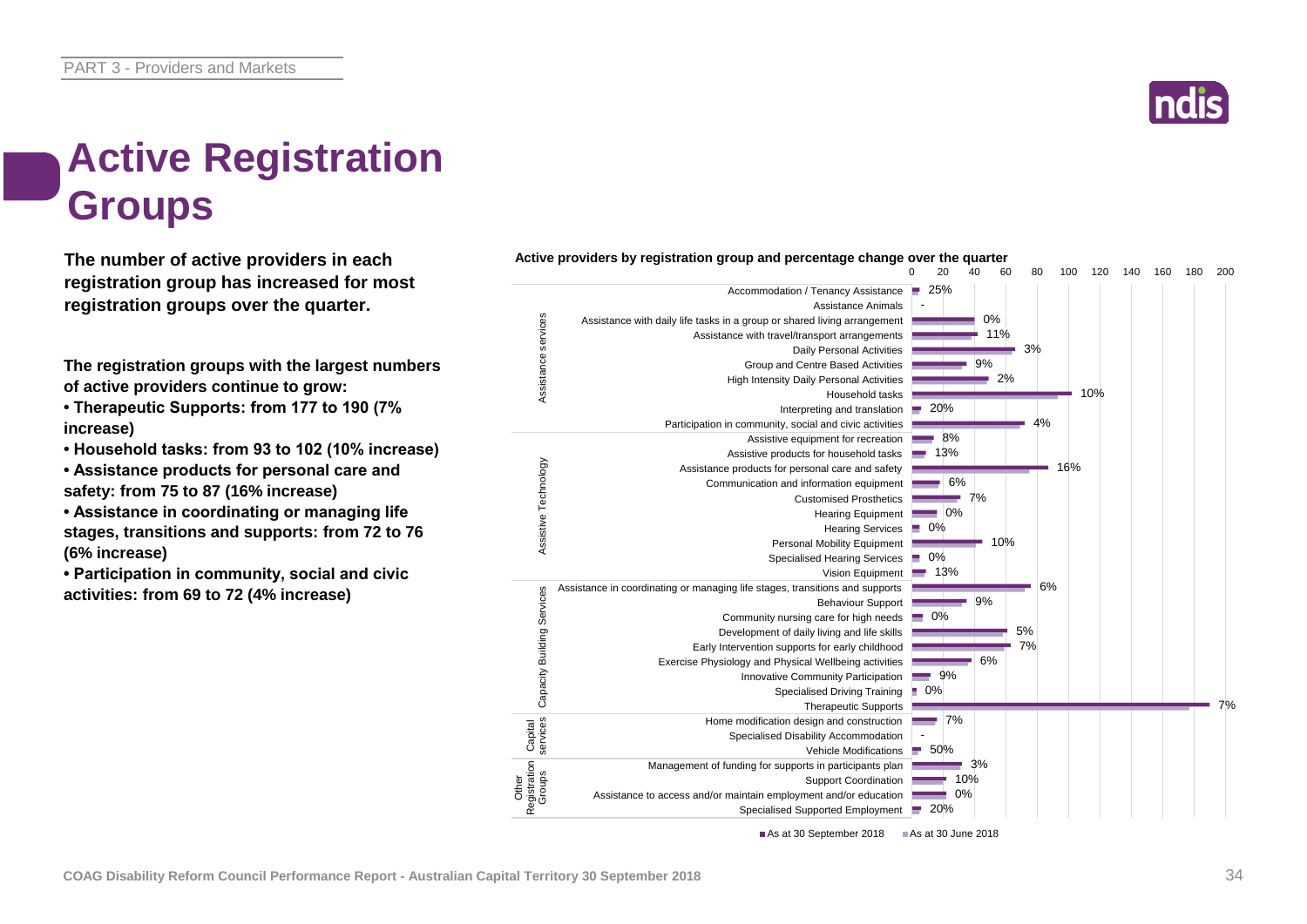# Active Registration Groups

**The number of active providers in each registration group has increased for most registration groups over the quarter.**

**The registration groups with the largest numbers of active providers continue to grow:**

- **Therapeutic Supports: from 177 to 190 (7% increase)**
- **Household tasks: from 93 to 102 (10% increase)**
- **Assistance products for personal care and safety: from 75 to 87 (16% increase)**
- **Assistance in coordinating or managing life stages, transitions and supports: from 72 to 76 (6% increase)**
- **Participation in community, social and civic activities: from 69 to 72 (4% increase)**

**Active providers by registration group and percentage change over the quarter**

| Category | Registration group | % change |
|---|---|---|
| Assistance services | Accommodation / Tenancy Assistance | 25% |
| | Assistance Animals | - |
| | Assistance with daily life tasks in a group or shared living arrangement | 0% |
| | Assistance with travel/transport arrangements | 11% |
| | Daily Personal Activities | 3% |
| | Group and Centre Based Activities | 9% |
| | High Intensity Daily Personal Activities | 2% |
| | Household tasks | 10% |
| | Interpreting and translation | 20% |
| | Participation in community, social and civic activities | 4% |
| Assistive Technology | Assistive equipment for recreation | 8% |
| | Assistive products for household tasks | 13% |
| | Assistance products for personal care and safety | 16% |
| | Communication and information equipment | 6% |
| | Customised Prosthetics | 7% |
| | Hearing Equipment | 0% |
| | Hearing Services | 0% |
| | Personal Mobility Equipment | 10% |
| | Specialised Hearing Services | 0% |
| | Vision Equipment | 13% |
| Capacity Building Services | Assistance in coordinating or managing life stages, transitions and supports | 6% |
| | Behaviour Support | 9% |
| | Community nursing care for high needs | 0% |
| | Development of daily living and life skills | 5% |
| | Early Intervention supports for early childhood | 7% |
| | Exercise Physiology and Physical Wellbeing activities | 6% |
| | Innovative Community Participation | 9% |
| | Specialised Driving Training | 0% |
| | Therapeutic Supports | 7% |
| Capital services | Home modification design and construction | 7% |
| | Specialised Disability Accommodation | - |
| | Vehicle Modifications | 50% |
| Other Registration Groups | Management of funding for supports in participants plan | 3% |
| | Support Coordination | 10% |
| | Assistance to access and/or maintain employment and/or education | 0% |
| | Specialised Supported Employment | 20% |

■ As at 30 September 2018 ■ As at 30 June 2018

COAG Disability Reform Council Performance Report - Australian Capital Territory 30 September 2018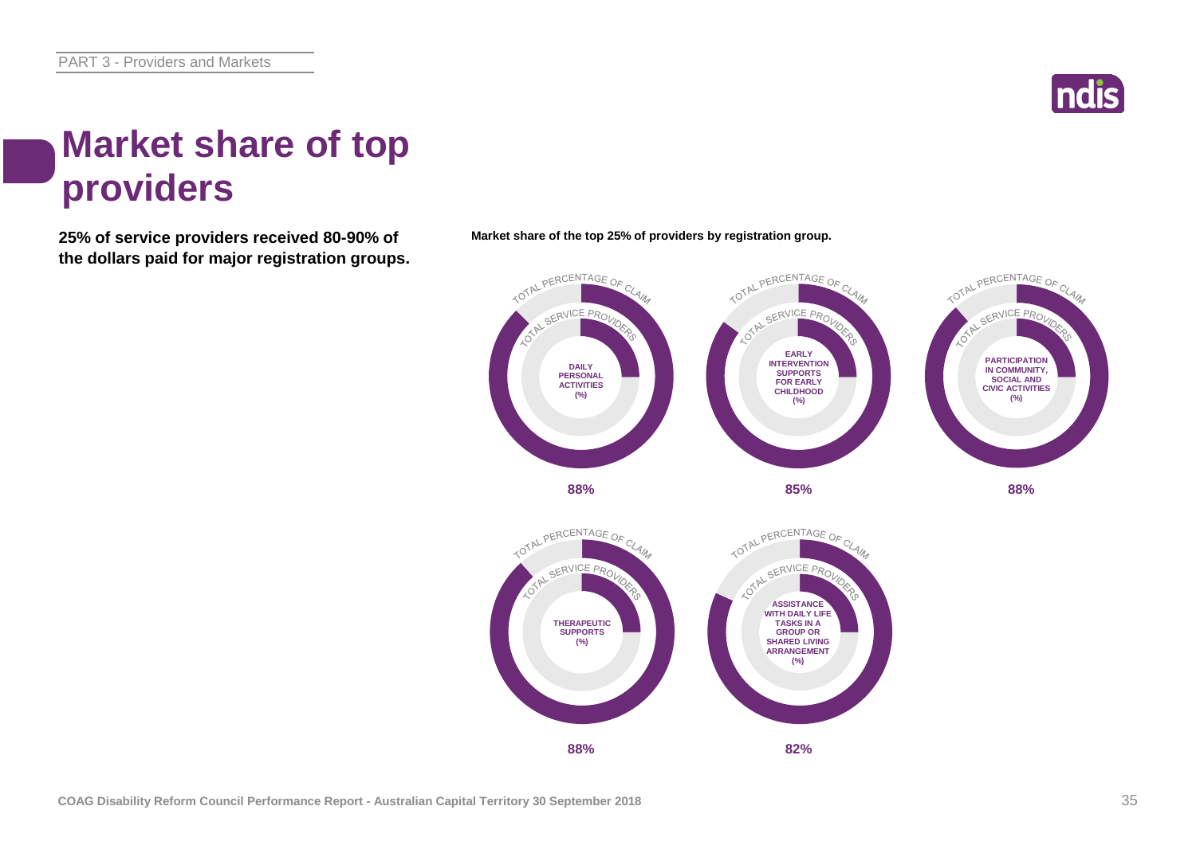# Market share of top providers

**25% of service providers received 80-90% of the dollars paid for major registration groups.**

**Market share of the top 25% of providers by registration group.**

TOTAL PERCENTAGE OF CLAIM
TOTAL SERVICE PROVIDERS

| Registration group | Market share (%) |
|---|---|
| Daily Personal Activities | 88% |
| Early Intervention Supports for Early Childhood | 85% |
| Participation in Community, Social and Civic Activities | 88% |
| Therapeutic Supports | 88% |
| Assistance with Daily Life Tasks in a Group or Shared Living Arrangement | 82% |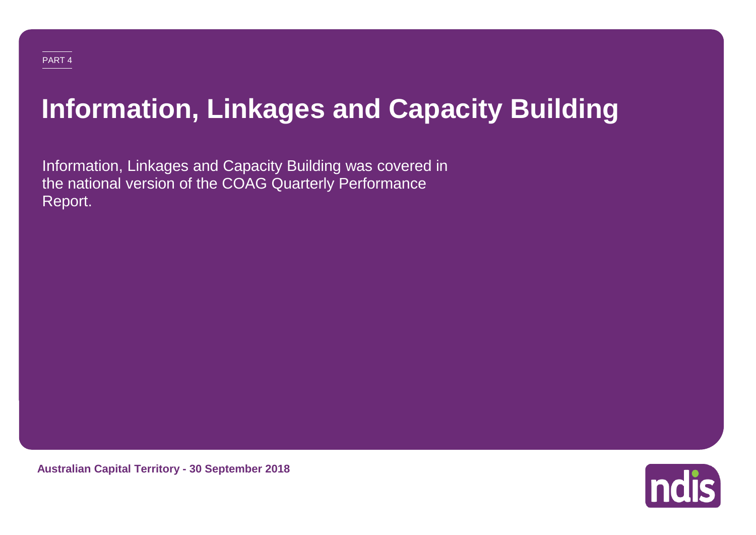PART 4

# Information, Linkages and Capacity Building

Information, Linkages and Capacity Building was covered in the national version of the COAG Quarterly Performance Report.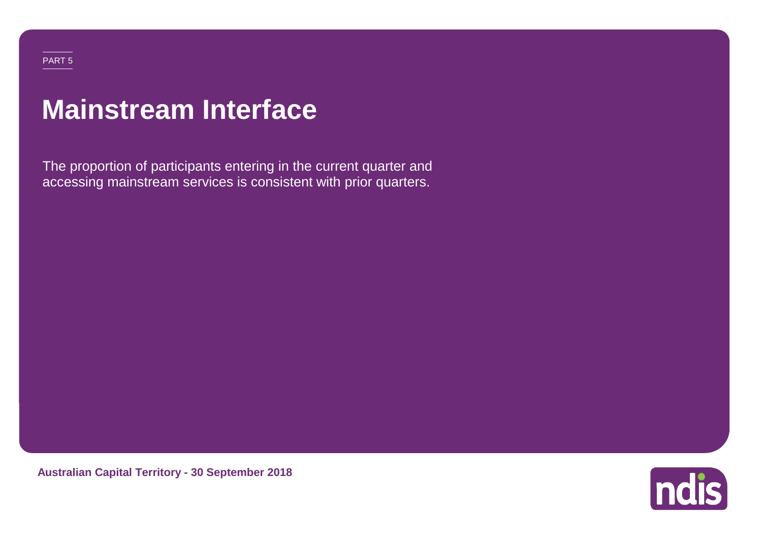PART 5

# Mainstream Interface

The proportion of participants entering in the current quarter and accessing mainstream services is consistent with prior quarters.

**Australian Capital Territory - 30 September 2018**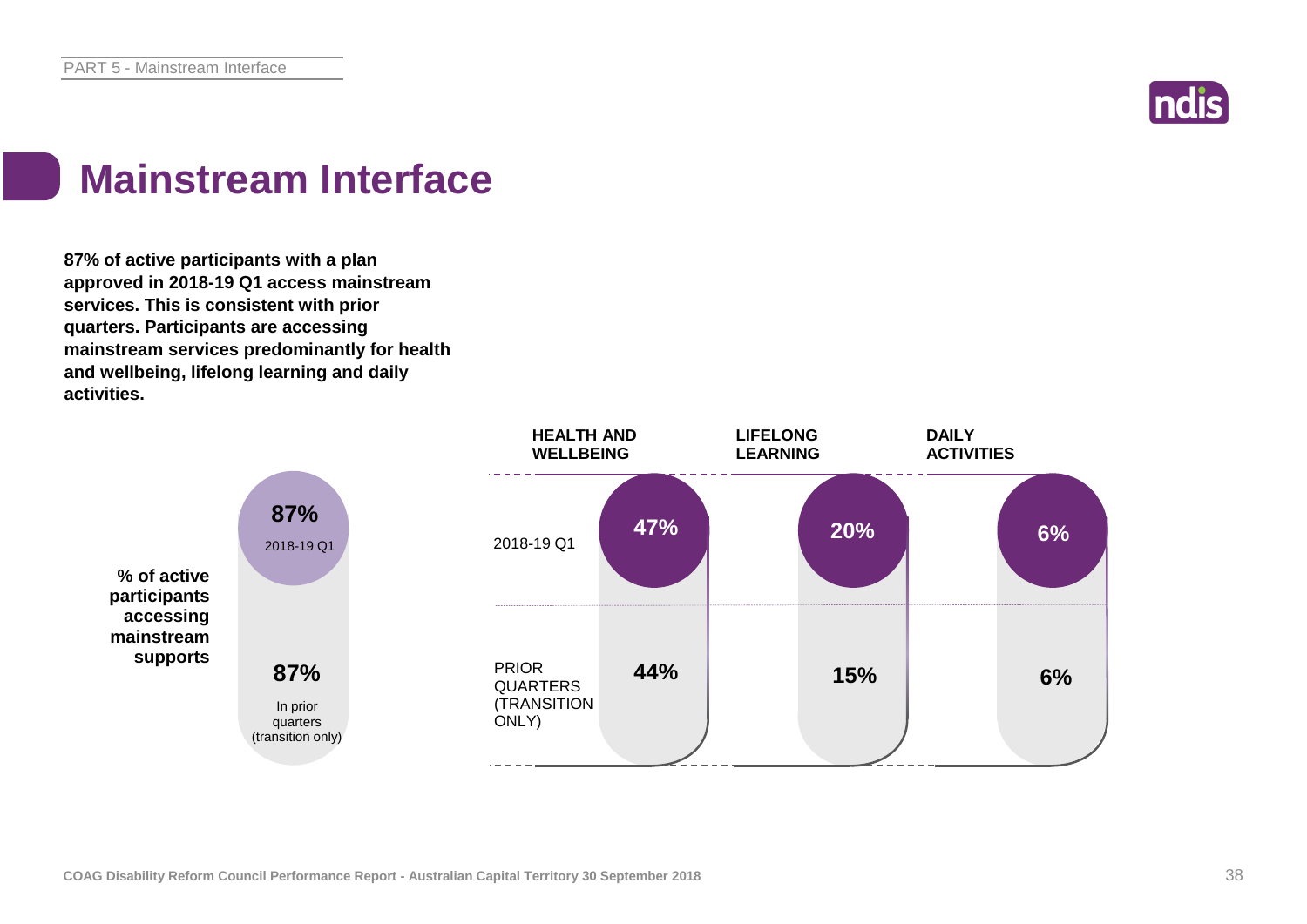# Mainstream Interface

**87% of active participants with a plan approved in 2018-19 Q1 access mainstream services. This is consistent with prior quarters. Participants are accessing mainstream services predominantly for health and wellbeing, lifelong learning and daily activities.**

| | % of active participants accessing mainstream supports |
|---|---|
| 2018-19 Q1 | 87% |
| In prior quarters (transition only) | 87% |

| | HEALTH AND WELLBEING | LIFELONG LEARNING | DAILY ACTIVITIES |
|---|---|---|---|
| 2018-19 Q1 | 47% | 20% | 6% |
| PRIOR QUARTERS (TRANSITION ONLY) | 44% | 15% | 6% |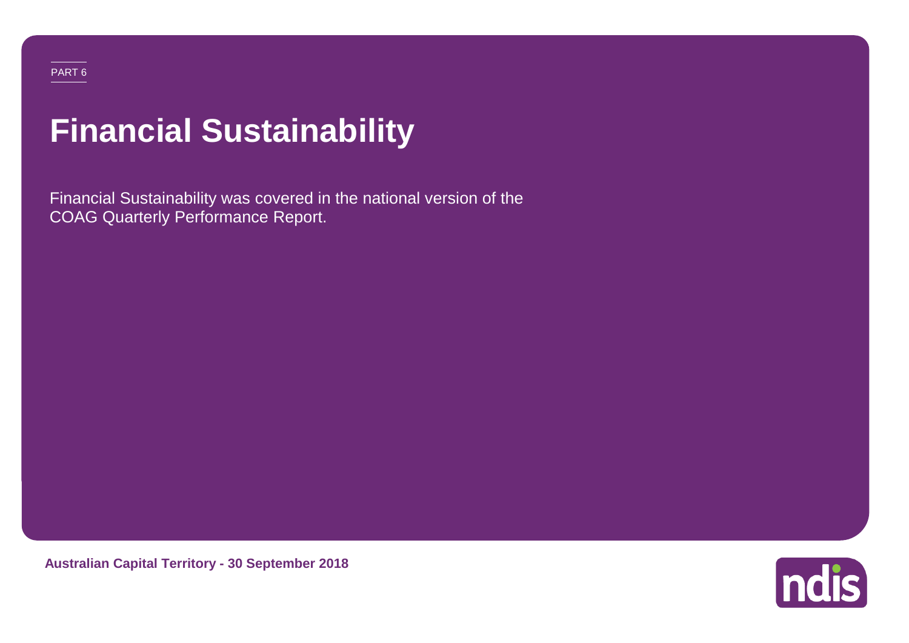PART 6

# Financial Sustainability

Financial Sustainability was covered in the national version of the COAG Quarterly Performance Report.